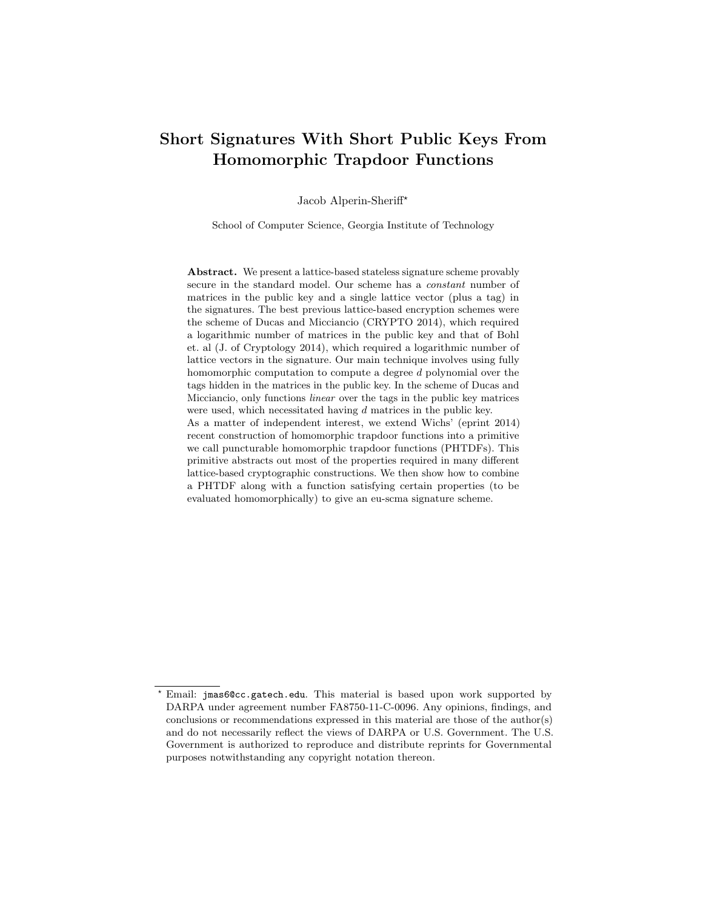# Short Signatures With Short Public Keys From Homomorphic Trapdoor Functions

Jacob Alperin-Sheriff*

School of Computer Science, Georgia Institute of Technology

**Abstract.** We present a lattice-based stateless signature scheme provably secure in the standard model. Our scheme has a *constant* number of matrices in the public key and a single lattice vector (plus a tag) in the signatures. The best previous lattice-based encryption schemes were the scheme of Ducas and Micciancio (CRYPTO 2014), which required a logarithmic number of matrices in the public key and that of Bohl et. al (J. of Cryptology 2014), which required a logarithmic number of lattice vectors in the signature. Our main technique involves using fully homomorphic computation to compute a degree $d$ polynomial over the tags hidden in the matrices in the public key. In the scheme of Ducas and Micciancio, only functions *linear* over the tags in the public key matrices were used, which necessitated having $d$ matrices in the public key.

As a matter of independent interest, we extend Wichs' (eprint 2014) recent construction of homomorphic trapdoor functions into a primitive we call puncturable homomorphic trapdoor functions (PHTDFs). This primitive abstracts out most of the properties required in many different lattice-based cryptographic constructions. We then show how to combine a PHTDF along with a function satisfying certain properties (to be evaluated homomorphically) to give an eu-scma signature scheme.

---

* Email: `jmas6@cc.gatech.edu`. This material is based upon work supported by DARPA under agreement number FA8750-11-C-0096. Any opinions, findings, and conclusions or recommendations expressed in this material are those of the author(s) and do not necessarily reflect the views of DARPA or U.S. Government. The U.S. Government is authorized to reproduce and distribute reprints for Governmental purposes notwithstanding any copyright notation thereon.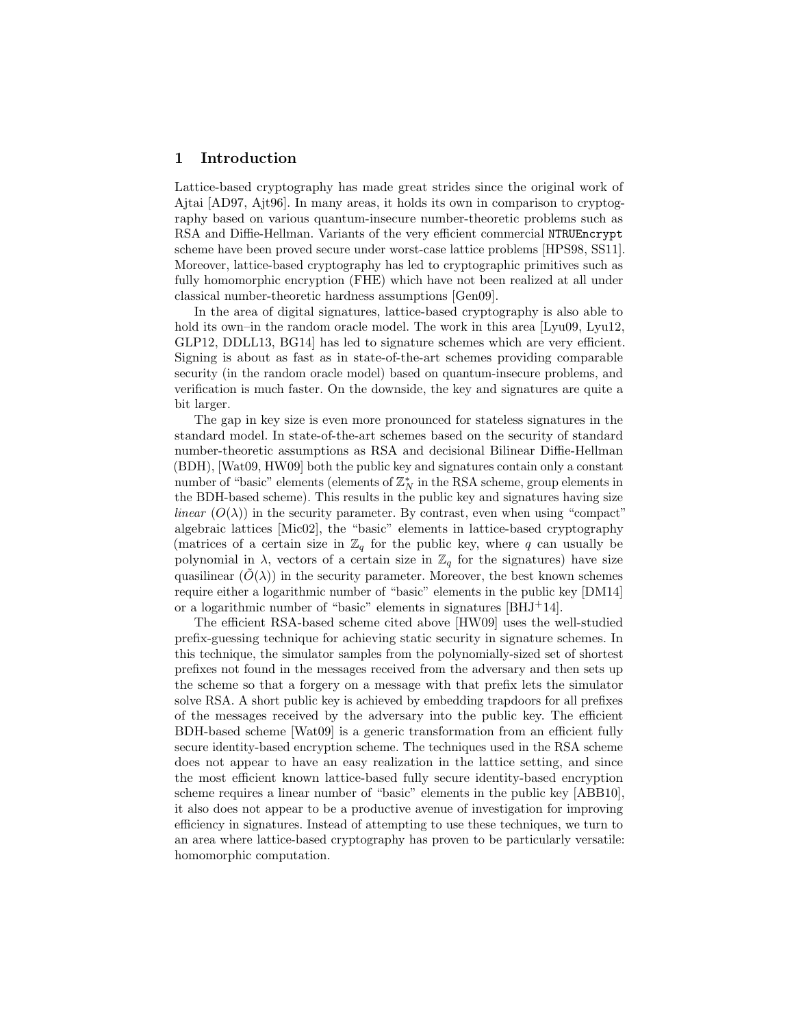## 1 Introduction

Lattice-based cryptography has made great strides since the original work of Ajtai [AD97, Ajt96]. In many areas, it holds its own in comparison to cryptography based on various quantum-insecure number-theoretic problems such as RSA and Diffie-Hellman. Variants of the very efficient commercial `NTRUEncrypt` scheme have been proved secure under worst-case lattice problems [HPS98, SS11]. Moreover, lattice-based cryptography has led to cryptographic primitives such as fully homomorphic encryption (FHE) which have not been realized at all under classical number-theoretic hardness assumptions [Gen09].

In the area of digital signatures, lattice-based cryptography is also able to hold its own–in the random oracle model. The work in this area [Lyu09, Lyu12, GLP12, DDLL13, BG14] has led to signature schemes which are very efficient. Signing is about as fast as in state-of-the-art schemes providing comparable security (in the random oracle model) based on quantum-insecure problems, and verification is much faster. On the downside, the key and signatures are quite a bit larger.

The gap in key size is even more pronounced for stateless signatures in the standard model. In state-of-the-art schemes based on the security of standard number-theoretic assumptions as RSA and decisional Bilinear Diffie-Hellman (BDH), [Wat09, HW09] both the public key and signatures contain only a constant number of "basic" elements (elements of $\mathbb{Z}_N^*$ in the RSA scheme, group elements in the BDH-based scheme). This results in the public key and signatures having size *linear* ($O(\lambda)$) in the security parameter. By contrast, even when using "compact" algebraic lattices [Mic02], the "basic" elements in lattice-based cryptography (matrices of a certain size in $\mathbb{Z}_q$ for the public key, where $q$ can usually be polynomial in $\lambda$, vectors of a certain size in $\mathbb{Z}_q$ for the signatures) have size quasilinear ($\tilde{O}(\lambda)$) in the security parameter. Moreover, the best known schemes require either a logarithmic number of "basic" elements in the public key [DM14] or a logarithmic number of "basic" elements in signatures [BHJ+14].

The efficient RSA-based scheme cited above [HW09] uses the well-studied prefix-guessing technique for achieving static security in signature schemes. In this technique, the simulator samples from the polynomially-sized set of shortest prefixes not found in the messages received from the adversary and then sets up the scheme so that a forgery on a message with that prefix lets the simulator solve RSA. A short public key is achieved by embedding trapdoors for all prefixes of the messages received by the adversary into the public key. The efficient BDH-based scheme [Wat09] is a generic transformation from an efficient fully secure identity-based encryption scheme. The techniques used in the RSA scheme does not appear to have an easy realization in the lattice setting, and since the most efficient known lattice-based fully secure identity-based encryption scheme requires a linear number of "basic" elements in the public key [ABB10], it also does not appear to be a productive avenue of investigation for improving efficiency in signatures. Instead of attempting to use these techniques, we turn to an area where lattice-based cryptography has proven to be particularly versatile: homomorphic computation.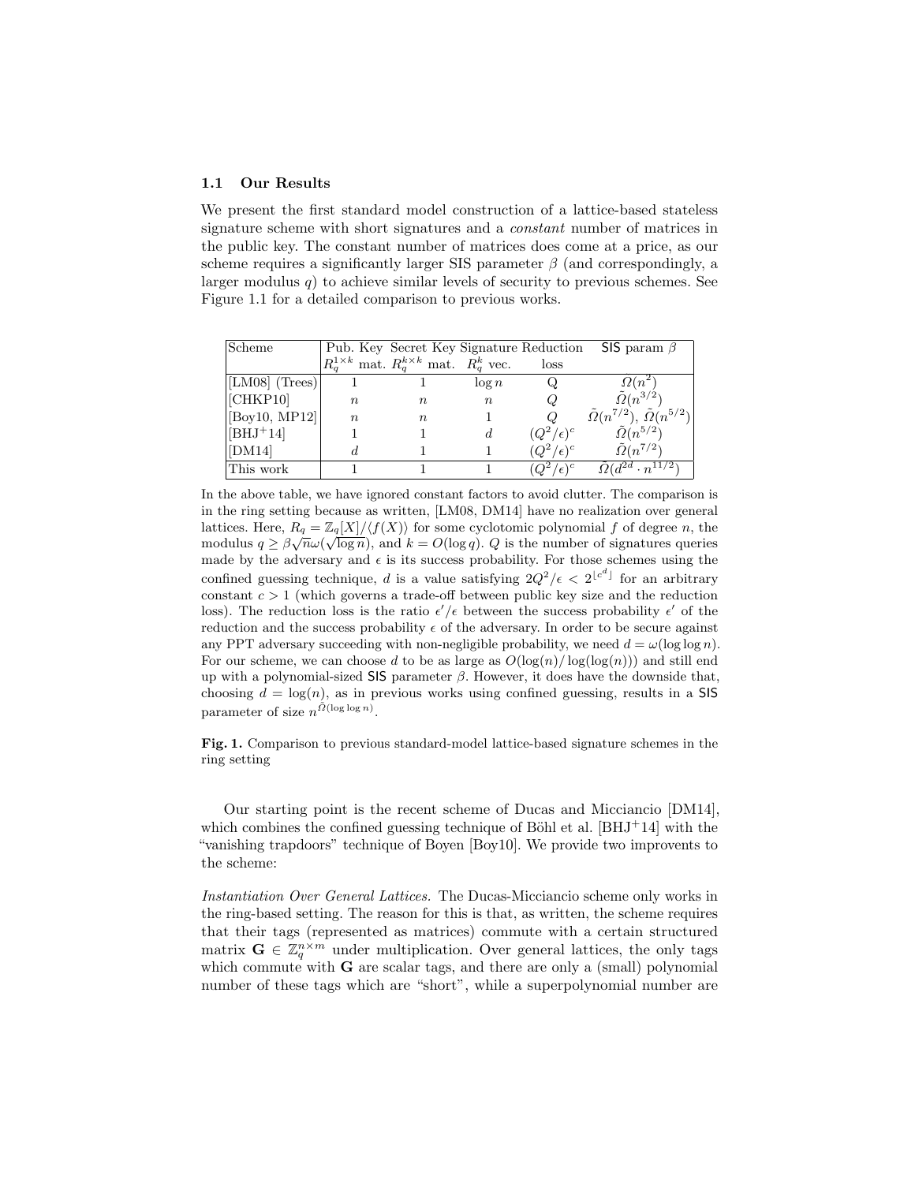### 1.1 Our Results

We present the first standard model construction of a lattice-based stateless signature scheme with short signatures and a *constant* number of matrices in the public key. The constant number of matrices does come at a price, as our scheme requires a significantly larger SIS parameter $\beta$ (and correspondingly, a larger modulus $q$) to achieve similar levels of security to previous schemes. See Figure 1.1 for a detailed comparison to previous works.

| Scheme | Pub. Key $R_q^{1\times k}$ mat. | Secret Key $R_q^{k\times k}$ mat. | Signature $R_q^k$ vec. | Reduction loss | SIS param $\beta$ |
|---|---|---|---|---|---|
| [LM08] (Trees) | 1 | 1 | $\log n$ | Q | $\tilde{\Omega}(n^2)$ |
| [CHKP10] | $n$ | $n$ | $n$ | $Q$ | $\tilde{\Omega}(n^{3/2})$ |
| [Boy10, MP12] | $n$ | $n$ | 1 | $Q$ | $\tilde{\Omega}(n^{7/2})$, $\tilde{\Omega}(n^{5/2})$ |
| [BHJ+14] | 1 | 1 | $d$ | $(Q^2/\epsilon)^c$ | $\tilde{\Omega}(n^{5/2})$ |
| [DM14] | $d$ | 1 | 1 | $(Q^2/\epsilon)^c$ | $\tilde{\Omega}(n^{7/2})$ |
| This work | 1 | 1 | 1 | $(Q^2/\epsilon)^c$ | $\tilde{\Omega}(d^{2d} \cdot n^{11/2})$ |

In the above table, we have ignored constant factors to avoid clutter. The comparison is in the ring setting because as written, [LM08, DM14] have no realization over general lattices. Here, $R_q = \mathbb{Z}_q[X]/\langle f(X)\rangle$ for some cyclotomic polynomial $f$ of degree $n$, the modulus $q \geq \beta\sqrt{n}\omega(\sqrt{\log n})$, and $k = O(\log q)$. $Q$ is the number of signatures queries made by the adversary and $\epsilon$ is its success probability. For those schemes using the confined guessing technique, $d$ is a value satisfying $2Q^2/\epsilon < 2^{\lfloor c^d \rfloor}$ for an arbitrary constant $c > 1$ (which governs a trade-off between public key size and the reduction loss). The reduction loss is the ratio $\epsilon'/\epsilon$ between the success probability $\epsilon'$ of the reduction and the success probability $\epsilon$ of the adversary. In order to be secure against any PPT adversary succeeding with non-negligible probability, we need $d = \omega(\log \log n)$. For our scheme, we can choose $d$ to be as large as $O(\log(n)/\log(\log(n)))$ and still end up with a polynomial-sized SIS parameter $\beta$. However, it does have the downside that, choosing $d = \log(n)$, as in previous works using confined guessing, results in a SIS parameter of size $n^{\tilde{\Omega}(\log \log n)}$.

**Fig. 1.** Comparison to previous standard-model lattice-based signature schemes in the ring setting

Our starting point is the recent scheme of Ducas and Micciancio [DM14], which combines the confined guessing technique of Böhl et al. [BHJ+14] with the "vanishing trapdoors" technique of Boyen [Boy10]. We provide two improvents to the scheme:

*Instantiation Over General Lattices.* The Ducas-Micciancio scheme only works in the ring-based setting. The reason for this is that, as written, the scheme requires that their tags (represented as matrices) commute with a certain structured matrix $\mathbf{G} \in \mathbb{Z}_q^{n\times m}$ under multiplication. Over general lattices, the only tags which commute with $\mathbf{G}$ are scalar tags, and there are only a (small) polynomial number of these tags which are "short", while a superpolynomial number are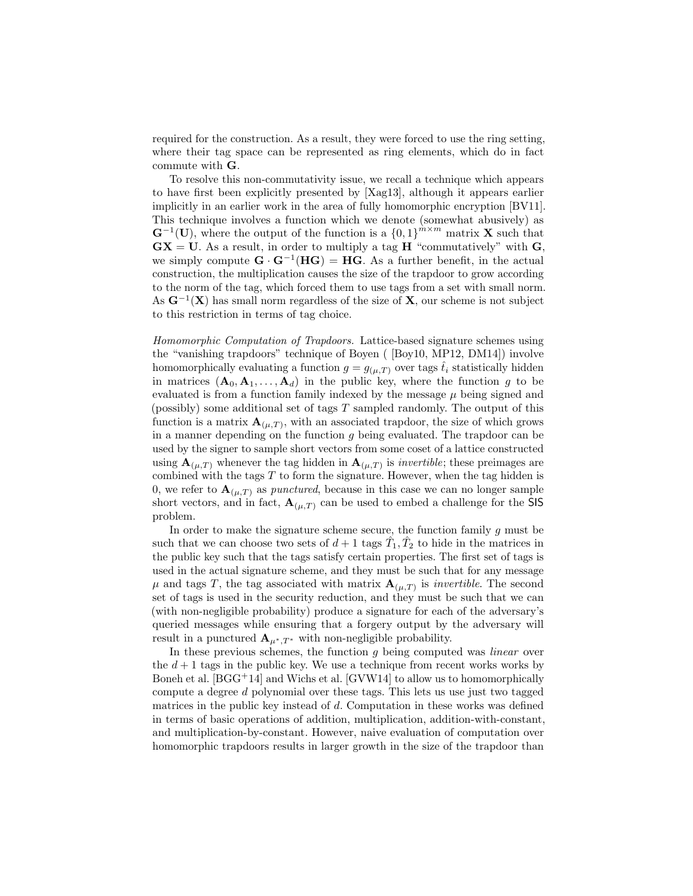required for the construction. As a result, they were forced to use the ring setting, where their tag space can be represented as ring elements, which do in fact commute with $\mathbf{G}$.

To resolve this non-commutativity issue, we recall a technique which appears to have first been explicitly presented by [Xag13], although it appears earlier implicitly in an earlier work in the area of fully homomorphic encryption [BV11]. This technique involves a function which we denote (somewhat abusively) as $\mathbf{G}^{-1}(\mathbf{U})$, where the output of the function is a $\{0,1\}^{m \times m}$ matrix $\mathbf{X}$ such that $\mathbf{GX} = \mathbf{U}$. As a result, in order to multiply a tag $\mathbf{H}$ "commutatively" with $\mathbf{G}$, we simply compute $\mathbf{G} \cdot \mathbf{G}^{-1}(\mathbf{HG}) = \mathbf{HG}$. As a further benefit, in the actual construction, the multiplication causes the size of the trapdoor to grow according to the norm of the tag, which forced them to use tags from a set with small norm. As $\mathbf{G}^{-1}(\mathbf{X})$ has small norm regardless of the size of $\mathbf{X}$, our scheme is not subject to this restriction in terms of tag choice.

*Homomorphic Computation of Trapdoors.* Lattice-based signature schemes using the "vanishing trapdoors" technique of Boyen ( [Boy10, MP12, DM14]) involve homomorphically evaluating a function $g = g_{(\mu,T)}$ over tags $\hat{t}_i$ statistically hidden in matrices $(\mathbf{A}_0, \mathbf{A}_1, \ldots, \mathbf{A}_d)$ in the public key, where the function $g$ to be evaluated is from a function family indexed by the message $\mu$ being signed and (possibly) some additional set of tags $T$ sampled randomly. The output of this function is a matrix $\mathbf{A}_{(\mu,T)}$, with an associated trapdoor, the size of which grows in a manner depending on the function $g$ being evaluated. The trapdoor can be used by the signer to sample short vectors from some coset of a lattice constructed using $\mathbf{A}_{(\mu,T)}$ whenever the tag hidden in $\mathbf{A}_{(\mu,T)}$ is *invertible*; these preimages are combined with the tags $T$ to form the signature. However, when the tag hidden is 0, we refer to $\mathbf{A}_{(\mu,T)}$ as *punctured*, because in this case we can no longer sample short vectors, and in fact, $\mathbf{A}_{(\mu,T)}$ can be used to embed a challenge for the SIS problem.

In order to make the signature scheme secure, the function family $g$ must be such that we can choose two sets of $d+1$ tags $\hat{T}_1, \hat{T}_2$ to hide in the matrices in the public key such that the tags satisfy certain properties. The first set of tags is used in the actual signature scheme, and they must be such that for any message $\mu$ and tags $T$, the tag associated with matrix $\mathbf{A}_{(\mu,T)}$ is *invertible*. The second set of tags is used in the security reduction, and they must be such that we can (with non-negligible probability) produce a signature for each of the adversary's queried messages while ensuring that a forgery output by the adversary will result in a punctured $\mathbf{A}_{\mu^*,T^*}$ with non-negligible probability.

In these previous schemes, the function $g$ being computed was *linear* over the $d+1$ tags in the public key. We use a technique from recent works works by Boneh et al. [BGG+14] and Wichs et al. [GVW14] to allow us to homomorphically compute a degree $d$ polynomial over these tags. This lets us use just two tagged matrices in the public key instead of $d$. Computation in these works was defined in terms of basic operations of addition, multiplication, addition-with-constant, and multiplication-by-constant. However, naive evaluation of computation over homomorphic trapdoors results in larger growth in the size of the trapdoor than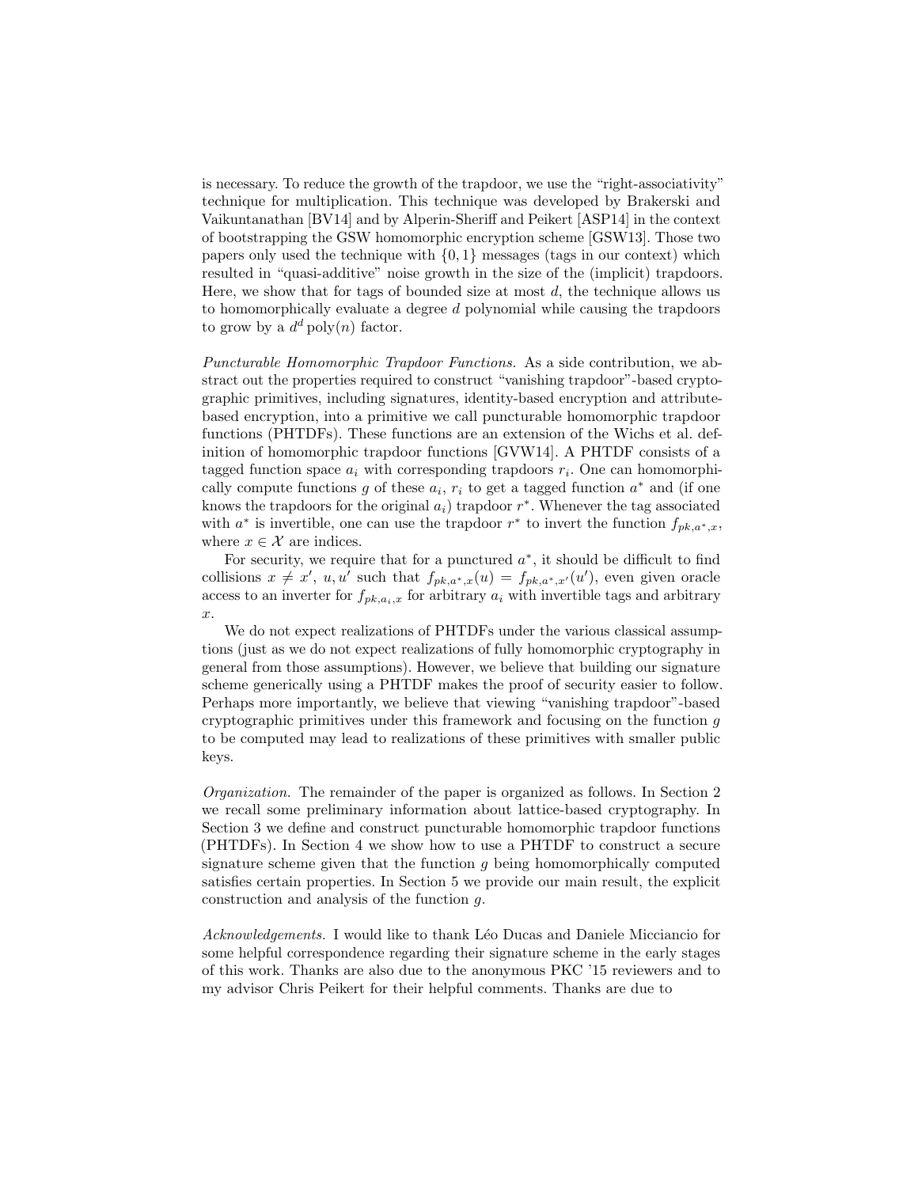is necessary. To reduce the growth of the trapdoor, we use the "right-associativity" technique for multiplication. This technique was developed by Brakerski and Vaikuntanathan [BV14] and by Alperin-Sheriff and Peikert [ASP14] in the context of bootstrapping the GSW homomorphic encryption scheme [GSW13]. Those two papers only used the technique with $\{0,1\}$ messages (tags in our context) which resulted in "quasi-additive" noise growth in the size of the (implicit) trapdoors. Here, we show that for tags of bounded size at most $d$, the technique allows us to homomorphically evaluate a degree $d$ polynomial while causing the trapdoors to grow by a $d^d \operatorname{poly}(n)$ factor.

*Puncturable Homomorphic Trapdoor Functions.* As a side contribution, we abstract out the properties required to construct "vanishing trapdoor"-based cryptographic primitives, including signatures, identity-based encryption and attribute-based encryption, into a primitive we call puncturable homomorphic trapdoor functions (PHTDFs). These functions are an extension of the Wichs et al. definition of homomorphic trapdoor functions [GVW14]. A PHTDF consists of a tagged function space $a_i$ with corresponding trapdoors $r_i$. One can homomorphically compute functions $g$ of these $a_i$, $r_i$ to get a tagged function $a^*$ and (if one knows the trapdoors for the original $a_i$) trapdoor $r^*$. Whenever the tag associated with $a^*$ is invertible, one can use the trapdoor $r^*$ to invert the function $f_{pk,a^*,x}$, where $x \in \mathcal{X}$ are indices.

For security, we require that for a punctured $a^*$, it should be difficult to find collisions $x \neq x'$, $u, u'$ such that $f_{pk,a^*,x}(u) = f_{pk,a^*,x'}(u')$, even given oracle access to an inverter for $f_{pk,a_i,x}$ for arbitrary $a_i$ with invertible tags and arbitrary $x$.

We do not expect realizations of PHTDFs under the various classical assumptions (just as we do not expect realizations of fully homomorphic cryptography in general from those assumptions). However, we believe that building our signature scheme generically using a PHTDF makes the proof of security easier to follow. Perhaps more importantly, we believe that viewing "vanishing trapdoor"-based cryptographic primitives under this framework and focusing on the function $g$ to be computed may lead to realizations of these primitives with smaller public keys.

*Organization.* The remainder of the paper is organized as follows. In Section 2 we recall some preliminary information about lattice-based cryptography. In Section 3 we define and construct puncturable homomorphic trapdoor functions (PHTDFs). In Section 4 we show how to use a PHTDF to construct a secure signature scheme given that the function $g$ being homomorphically computed satisfies certain properties. In Section 5 we provide our main result, the explicit construction and analysis of the function $g$.

*Acknowledgements.* I would like to thank Léo Ducas and Daniele Micciancio for some helpful correspondence regarding their signature scheme in the early stages of this work. Thanks are also due to the anonymous PKC '15 reviewers and to my advisor Chris Peikert for their helpful comments. Thanks are due to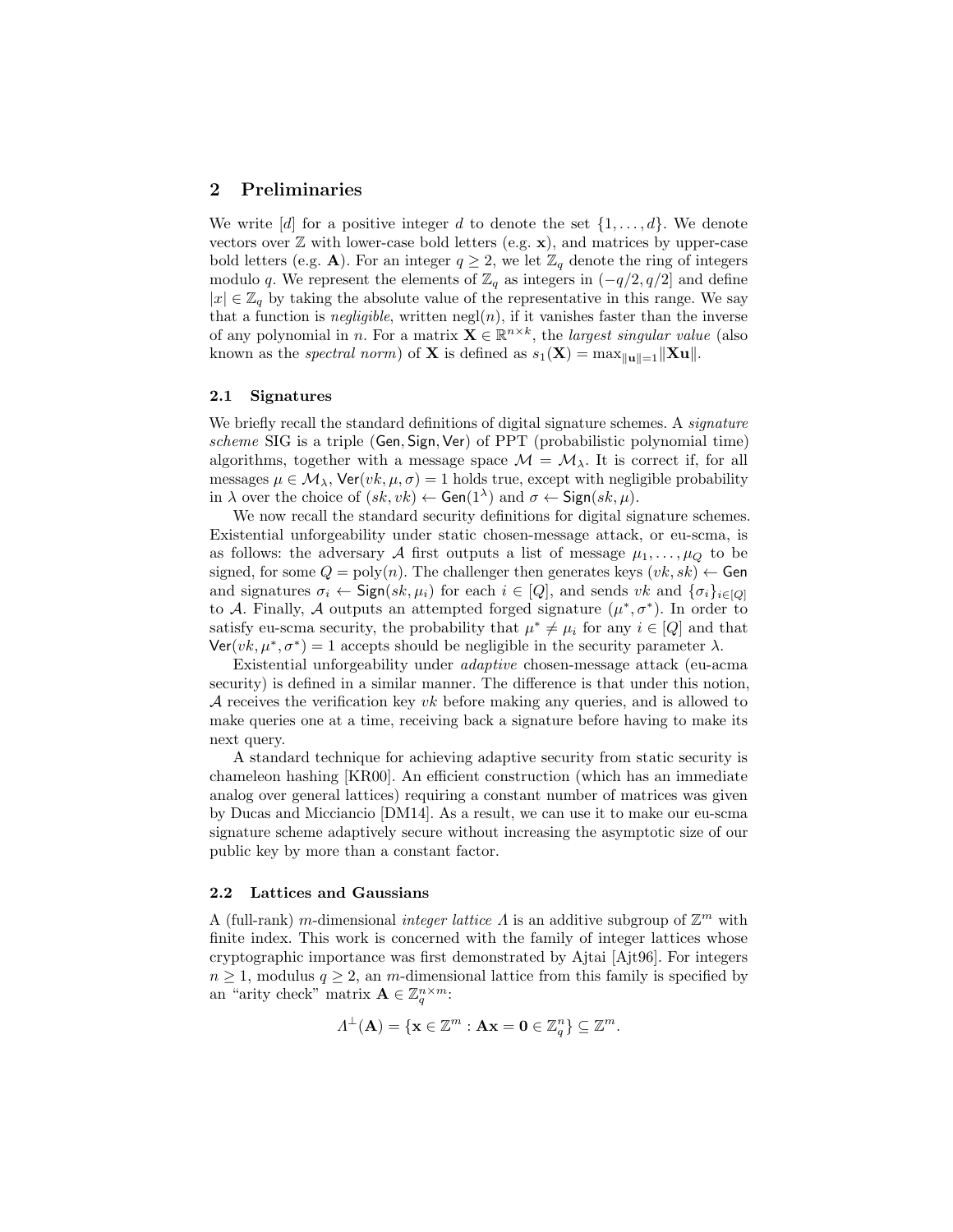## 2 Preliminaries

We write $[d]$ for a positive integer $d$ to denote the set $\{1, \ldots, d\}$. We denote vectors over $\mathbb{Z}$ with lower-case bold letters (e.g. $\mathbf{x}$), and matrices by upper-case bold letters (e.g. $\mathbf{A}$). For an integer $q \geq 2$, we let $\mathbb{Z}_q$ denote the ring of integers modulo $q$. We represent the elements of $\mathbb{Z}_q$ as integers in $(-q/2, q/2]$ and define $|x| \in \mathbb{Z}_q$ by taking the absolute value of the representative in this range. We say that a function is *negligible*, written $\text{negl}(n)$, if it vanishes faster than the inverse of any polynomial in $n$. For a matrix $\mathbf{X} \in \mathbb{R}^{n \times k}$, the *largest singular value* (also known as the *spectral norm*) of $\mathbf{X}$ is defined as $s_1(\mathbf{X}) = \max_{\|\mathbf{u}\|=1} \|\mathbf{X}\mathbf{u}\|$.

### 2.1 Signatures

We briefly recall the standard definitions of digital signature schemes. A *signature scheme* SIG is a triple $(\mathsf{Gen}, \mathsf{Sign}, \mathsf{Ver})$ of PPT (probabilistic polynomial time) algorithms, together with a message space $\mathcal{M} = \mathcal{M}_\lambda$. It is correct if, for all messages $\mu \in \mathcal{M}_\lambda$, $\mathsf{Ver}(vk, \mu, \sigma) = 1$ holds true, except with negligible probability in $\lambda$ over the choice of $(sk, vk) \leftarrow \mathsf{Gen}(1^\lambda)$ and $\sigma \leftarrow \mathsf{Sign}(sk, \mu)$.

We now recall the standard security definitions for digital signature schemes. Existential unforgeability under static chosen-message attack, or eu-scma, is as follows: the adversary $\mathcal{A}$ first outputs a list of message $\mu_1, \ldots, \mu_Q$ to be signed, for some $Q = \text{poly}(n)$. The challenger then generates keys $(vk, sk) \leftarrow \mathsf{Gen}$ and signatures $\sigma_i \leftarrow \mathsf{Sign}(sk, \mu_i)$ for each $i \in [Q]$, and sends $vk$ and $\{\sigma_i\}_{i \in [Q]}$ to $\mathcal{A}$. Finally, $\mathcal{A}$ outputs an attempted forged signature $(\mu^*, \sigma^*)$. In order to satisfy eu-scma security, the probability that $\mu^* \neq \mu_i$ for any $i \in [Q]$ and that $\mathsf{Ver}(vk, \mu^*, \sigma^*) = 1$ accepts should be negligible in the security parameter $\lambda$.

Existential unforgeability under *adaptive* chosen-message attack (eu-acma security) is defined in a similar manner. The difference is that under this notion, $\mathcal{A}$ receives the verification key $vk$ before making any queries, and is allowed to make queries one at a time, receiving back a signature before having to make its next query.

A standard technique for achieving adaptive security from static security is chameleon hashing [KR00]. An efficient construction (which has an immediate analog over general lattices) requiring a constant number of matrices was given by Ducas and Micciancio [DM14]. As a result, we can use it to make our eu-scma signature scheme adaptively secure without increasing the asymptotic size of our public key by more than a constant factor.

### 2.2 Lattices and Gaussians

A (full-rank) $m$-dimensional *integer lattice* $\Lambda$ is an additive subgroup of $\mathbb{Z}^m$ with finite index. This work is concerned with the family of integer lattices whose cryptographic importance was first demonstrated by Ajtai [Ajt96]. For integers $n \geq 1$, modulus $q \geq 2$, an $m$-dimensional lattice from this family is specified by an "arity check" matrix $\mathbf{A} \in \mathbb{Z}_q^{n \times m}$:

$$\Lambda^\perp(\mathbf{A}) = \{\mathbf{x} \in \mathbb{Z}^m : \mathbf{A}\mathbf{x} = \mathbf{0} \in \mathbb{Z}_q^n\} \subseteq \mathbb{Z}^m.$$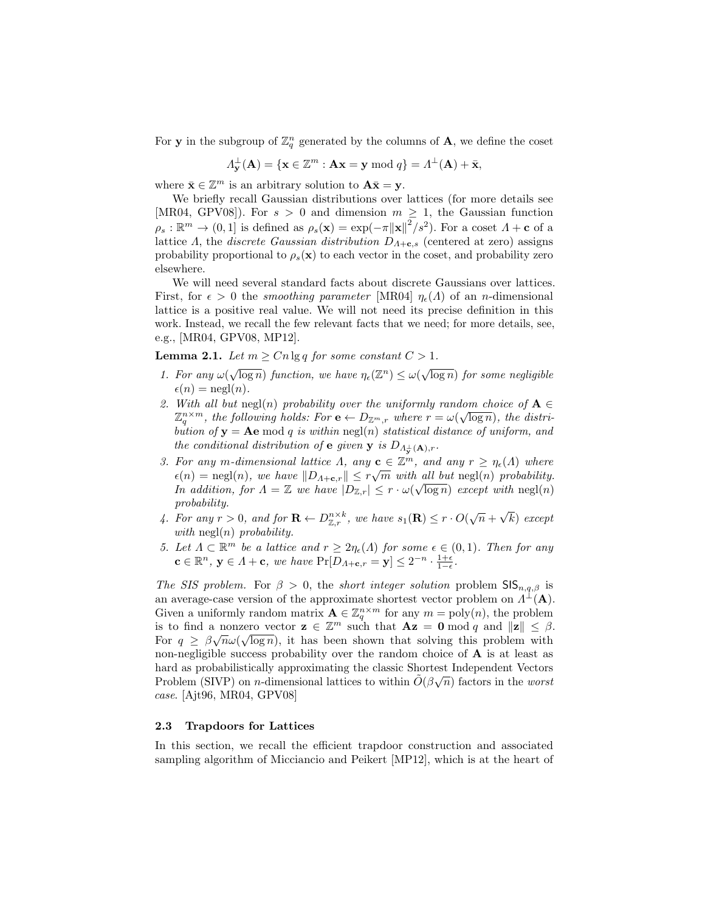For $\mathbf{y}$ in the subgroup of $\mathbb{Z}_q^n$ generated by the columns of $\mathbf{A}$, we define the coset

$$\Lambda_{\mathbf{y}}^{\perp}(\mathbf{A}) = \{\mathbf{x} \in \mathbb{Z}^m : \mathbf{A}\mathbf{x} = \mathbf{y} \bmod q\} = \Lambda^{\perp}(\mathbf{A}) + \bar{\mathbf{x}},$$

where $\bar{\mathbf{x}} \in \mathbb{Z}^m$ is an arbitrary solution to $\mathbf{A}\bar{\mathbf{x}} = \mathbf{y}$.

We briefly recall Gaussian distributions over lattices (for more details see [MR04, GPV08]). For $s > 0$ and dimension $m \geq 1$, the Gaussian function $\rho_s : \mathbb{R}^m \to (0, 1]$ is defined as $\rho_s(\mathbf{x}) = \exp(-\pi\|\mathbf{x}\|^2/s^2)$. For a coset $\Lambda + \mathbf{c}$ of a lattice $\Lambda$, the *discrete Gaussian distribution* $D_{\Lambda+\mathbf{c},s}$ (centered at zero) assigns probability proportional to $\rho_s(\mathbf{x})$ to each vector in the coset, and probability zero elsewhere.

We will need several standard facts about discrete Gaussians over lattices. First, for $\epsilon > 0$ the *smoothing parameter* [MR04] $\eta_\epsilon(\Lambda)$ of an $n$-dimensional lattice is a positive real value. We will not need its precise definition in this work. Instead, we recall the few relevant facts that we need; for more details, see, e.g., [MR04, GPV08, MP12].

**Lemma 2.1.** *Let $m \geq Cn \lg q$ for some constant $C > 1$.*

1. *For any $\omega(\sqrt{\log n})$ function, we have $\eta_\epsilon(\mathbb{Z}^n) \leq \omega(\sqrt{\log n})$ for some negligible $\epsilon(n) = \mathrm{negl}(n)$.*
2. *With all but $\mathrm{negl}(n)$ probability over the uniformly random choice of $\mathbf{A} \in \mathbb{Z}_q^{n\times m}$, the following holds: For $\mathbf{e} \leftarrow D_{\mathbb{Z}^m,r}$ where $r = \omega(\sqrt{\log n})$, the distribution of $\mathbf{y} = \mathbf{A}\mathbf{e} \bmod q$ is within $\mathrm{negl}(n)$ statistical distance of uniform, and the conditional distribution of $\mathbf{e}$ given $\mathbf{y}$ is $D_{\Lambda_{\mathbf{y}}^{\perp}(\mathbf{A}),r}$.*
3. *For any $m$-dimensional lattice $\Lambda$, any $\mathbf{c} \in \mathbb{Z}^m$, and any $r \geq \eta_\epsilon(\Lambda)$ where $\epsilon(n) = \mathrm{negl}(n)$, we have $\|D_{\Lambda+\mathbf{c},r}\| \leq r\sqrt{m}$ with all but $\mathrm{negl}(n)$ probability. In addition, for $\Lambda = \mathbb{Z}$ we have $|D_{\mathbb{Z},r}| \leq r \cdot \omega(\sqrt{\log n})$ except with $\mathrm{negl}(n)$ probability.*
4. *For any $r > 0$, and for $\mathbf{R} \leftarrow D_{\mathbb{Z},r}^{n\times k}$, we have $s_1(\mathbf{R}) \leq r \cdot O(\sqrt{n} + \sqrt{k})$ except with $\mathrm{negl}(n)$ probability.*
5. *Let $\Lambda \subset \mathbb{R}^m$ be a lattice and $r \geq 2\eta_\epsilon(\Lambda)$ for some $\epsilon \in (0, 1)$. Then for any $\mathbf{c} \in \mathbb{R}^n$, $\mathbf{y} \in \Lambda + \mathbf{c}$, we have $\Pr[D_{\Lambda+\mathbf{c},r} = \mathbf{y}] \leq 2^{-n} \cdot \frac{1+\epsilon}{1-\epsilon}$.*

*The SIS problem.* For $\beta > 0$, the *short integer solution* problem $\mathsf{SIS}_{n,q,\beta}$ is an average-case version of the approximate shortest vector problem on $\Lambda^{\perp}(\mathbf{A})$. Given a uniformly random matrix $\mathbf{A} \in \mathbb{Z}_q^{n\times m}$ for any $m = \mathrm{poly}(n)$, the problem is to find a nonzero vector $\mathbf{z} \in \mathbb{Z}^m$ such that $\mathbf{A}\mathbf{z} = \mathbf{0} \bmod q$ and $\|\mathbf{z}\| \leq \beta$. For $q \geq \beta\sqrt{n}\omega(\sqrt{\log n})$, it has been shown that solving this problem with non-negligible success probability over the random choice of $\mathbf{A}$ is at least as hard as probabilistically approximating the classic Shortest Independent Vectors Problem (SIVP) on $n$-dimensional lattices to within $\tilde{O}(\beta\sqrt{n})$ factors in the *worst case*. [Ajt96, MR04, GPV08]

### 2.3 Trapdoors for Lattices

In this section, we recall the efficient trapdoor construction and associated sampling algorithm of Micciancio and Peikert [MP12], which is at the heart of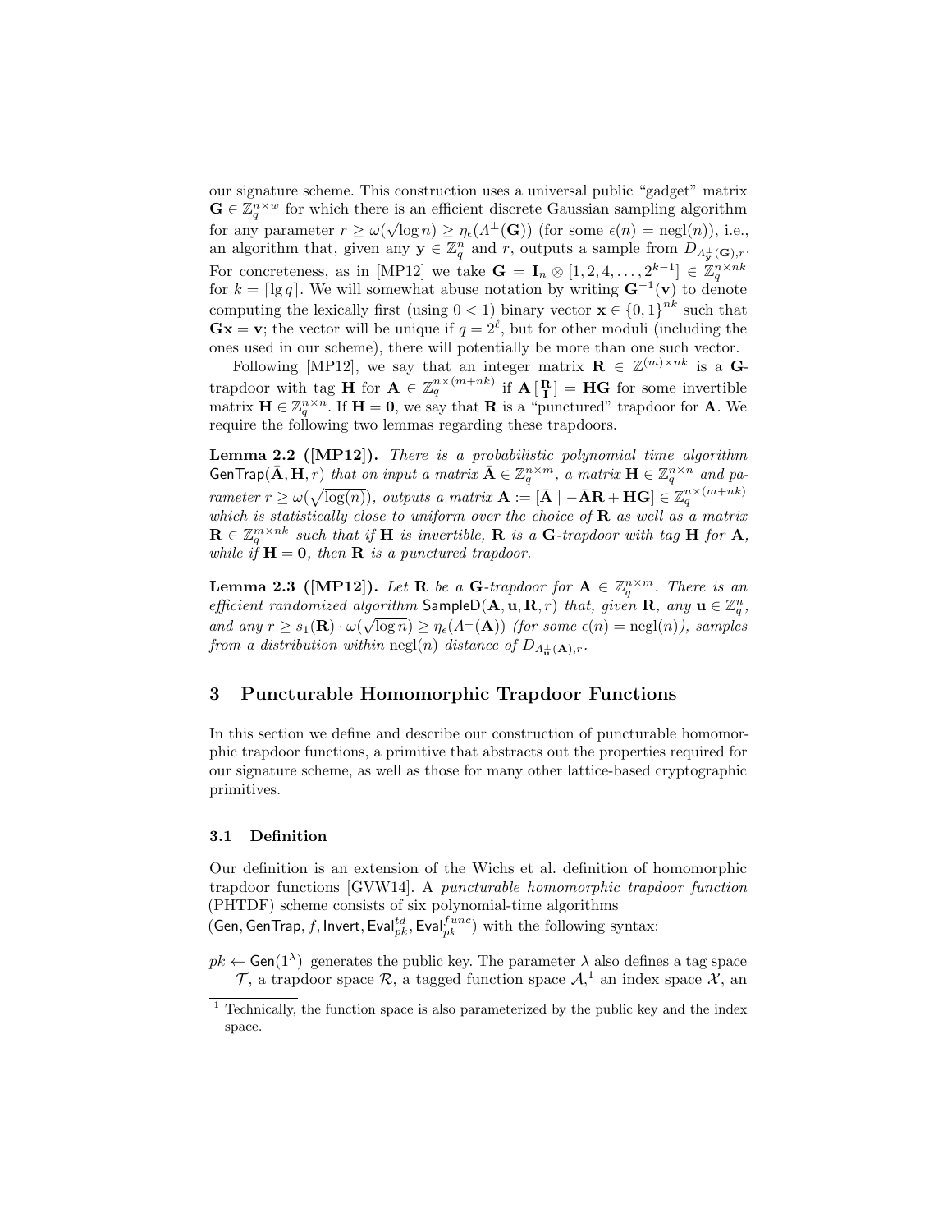our signature scheme. This construction uses a universal public "gadget" matrix $\mathbf{G} \in \mathbb{Z}_q^{n \times w}$ for which there is an efficient discrete Gaussian sampling algorithm for any parameter $r \geq \omega(\sqrt{\log n}) \geq \eta_\epsilon(\Lambda^\perp(\mathbf{G}))$ (for some $\epsilon(n) = \text{negl}(n)$), i.e., an algorithm that, given any $\mathbf{y} \in \mathbb{Z}_q^n$ and $r$, outputs a sample from $D_{\Lambda_\mathbf{y}^\perp(\mathbf{G}),r}$. For concreteness, as in [MP12] we take $\mathbf{G} = \mathbf{I}_n \otimes [1, 2, 4, \ldots, 2^{k-1}] \in \mathbb{Z}_q^{n \times nk}$ for $k = \lceil \lg q \rceil$. We will somewhat abuse notation by writing $\mathbf{G}^{-1}(\mathbf{v})$ to denote computing the lexically first (using $0 < 1$) binary vector $\mathbf{x} \in \{0,1\}^{nk}$ such that $\mathbf{G}\mathbf{x} = \mathbf{v}$; the vector will be unique if $q = 2^\ell$, but for other moduli (including the ones used in our scheme), there will potentially be more than one such vector.

Following [MP12], we say that an integer matrix $\mathbf{R} \in \mathbb{Z}^{(m) \times nk}$ is a $\mathbf{G}$-trapdoor with tag $\mathbf{H}$ for $\mathbf{A} \in \mathbb{Z}_q^{n \times (m+nk)}$ if $\mathbf{A} \left[ \begin{smallmatrix} \mathbf{R} \\ \mathbf{I} \end{smallmatrix} \right] = \mathbf{H}\mathbf{G}$ for some invertible matrix $\mathbf{H} \in \mathbb{Z}_q^{n \times n}$. If $\mathbf{H} = \mathbf{0}$, we say that $\mathbf{R}$ is a "punctured" trapdoor for $\mathbf{A}$. We require the following two lemmas regarding these trapdoors.

**Lemma 2.2 ([MP12]).** *There is a probabilistic polynomial time algorithm* $\mathsf{GenTrap}(\bar{\mathbf{A}}, \mathbf{H}, r)$ *that on input a matrix* $\bar{\mathbf{A}} \in \mathbb{Z}_q^{n \times m}$*, a matrix* $\mathbf{H} \in \mathbb{Z}_q^{n \times n}$ *and parameter* $r \geq \omega(\sqrt{\log(n)})$*, outputs a matrix* $\mathbf{A} := [\bar{\mathbf{A}} \mid -\bar{\mathbf{A}}\mathbf{R} + \mathbf{H}\mathbf{G}] \in \mathbb{Z}_q^{n \times (m+nk)}$ *which is statistically close to uniform over the choice of* $\mathbf{R}$ *as well as a matrix* $\mathbf{R} \in \mathbb{Z}_q^{m \times nk}$ *such that if* $\mathbf{H}$ *is invertible,* $\mathbf{R}$ *is a* $\mathbf{G}$*-trapdoor with tag* $\mathbf{H}$ *for* $\mathbf{A}$*, while if* $\mathbf{H} = \mathbf{0}$*, then* $\mathbf{R}$ *is a punctured trapdoor.*

**Lemma 2.3 ([MP12]).** *Let* $\mathbf{R}$ *be a* $\mathbf{G}$*-trapdoor for* $\mathbf{A} \in \mathbb{Z}_q^{n \times m}$*. There is an efficient randomized algorithm* $\mathsf{SampleD}(\mathbf{A}, \mathbf{u}, \mathbf{R}, r)$ *that, given* $\mathbf{R}$*, any* $\mathbf{u} \in \mathbb{Z}_q^n$*, and any* $r \geq s_1(\mathbf{R}) \cdot \omega(\sqrt{\log n}) \geq \eta_\epsilon(\Lambda^\perp(\mathbf{A}))$ *(for some* $\epsilon(n) = \text{negl}(n)$*), samples from a distribution within* $\text{negl}(n)$ *distance of* $D_{\Lambda_\mathbf{u}^\perp(\mathbf{A}),r}$*.*

## 3 Puncturable Homomorphic Trapdoor Functions

In this section we define and describe our construction of puncturable homomorphic trapdoor functions, a primitive that abstracts out the properties required for our signature scheme, as well as those for many other lattice-based cryptographic primitives.

### 3.1 Definition

Our definition is an extension of the Wichs et al. definition of homomorphic trapdoor functions [GVW14]. A *puncturable homomorphic trapdoor function* (PHTDF) scheme consists of six polynomial-time algorithms $(\mathsf{Gen}, \mathsf{GenTrap}, f, \mathsf{Invert}, \mathsf{Eval}_{pk}^{td}, \mathsf{Eval}_{pk}^{func})$ with the following syntax:

$pk \leftarrow \mathsf{Gen}(1^\lambda)$ generates the public key. The parameter $\lambda$ also defines a tag space $\mathcal{T}$, a trapdoor space $\mathcal{R}$, a tagged function space $\mathcal{A}$,[1] an index space $\mathcal{X}$, an

[1] Technically, the function space is also parameterized by the public key and the index space.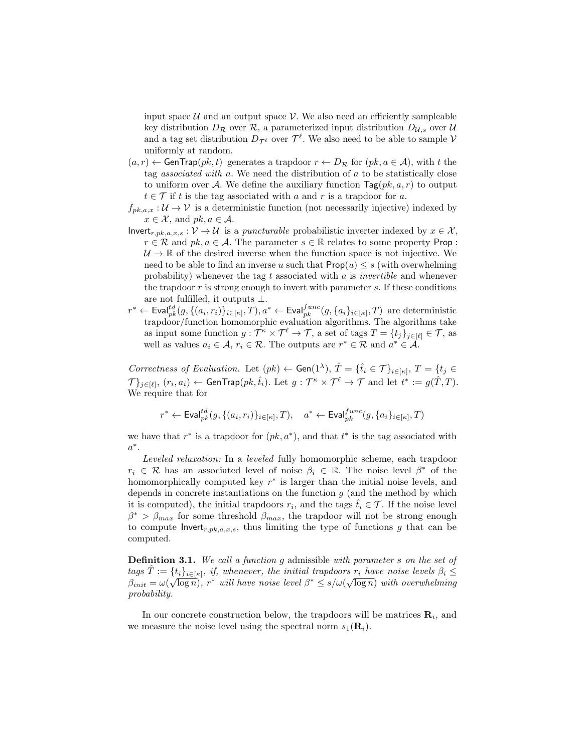input space $\mathcal{U}$ and an output space $\mathcal{V}$. We also need an efficiently sampleable key distribution $D_{\mathcal{R}}$ over $\mathcal{R}$, a parameterized input distribution $D_{\mathcal{U},s}$ over $\mathcal{U}$ and a tag set distribution $D_{\mathcal{T}^\ell}$ over $\mathcal{T}^\ell$. We also need to be able to sample $\mathcal{V}$ uniformly at random.

$(a, r) \leftarrow \mathsf{GenTrap}(pk, t)$ generates a trapdoor $r \leftarrow D_{\mathcal{R}}$ for $(pk, a \in \mathcal{A})$, with $t$ the tag *associated with* $a$. We need the distribution of $a$ to be statistically close to uniform over $\mathcal{A}$. We define the auxiliary function $\mathsf{Tag}(pk, a, r)$ to output $t \in \mathcal{T}$ if $t$ is the tag associated with $a$ and $r$ is a trapdoor for $a$.

$f_{pk,a,x} : \mathcal{U} \to \mathcal{V}$ is a deterministic function (not necessarily injective) indexed by $x \in \mathcal{X}$, and $pk, a \in \mathcal{A}$.

$\mathsf{Invert}_{r,pk,a,x,s} : \mathcal{V} \to \mathcal{U}$ is a *puncturable* probabilistic inverter indexed by $x \in \mathcal{X}$, $r \in \mathcal{R}$ and $pk, a \in \mathcal{A}$. The parameter $s \in \mathbb{R}$ relates to some property $\mathsf{Prop} : \mathcal{U} \to \mathbb{R}$ of the desired inverse when the function space is not injective. We need to be able to find an inverse $u$ such that $\mathsf{Prop}(u) \leq s$ (with overwhelming probability) whenever the tag $t$ associated with $a$ is *invertible* and whenever the trapdoor $r$ is strong enough to invert with parameter $s$. If these conditions are not fulfilled, it outputs $\perp$.

$r^* \leftarrow \mathsf{Eval}^{td}_{pk}(g, \{(a_i, r_i)\}_{i\in[\kappa]}, T), a^* \leftarrow \mathsf{Eval}^{func}_{pk}(g, \{a_i\}_{i\in[\kappa]}, T)$ are deterministic trapdoor/function homomorphic evaluation algorithms. The algorithms take as input some function $g : \mathcal{T}^\kappa \times \mathcal{T}^\ell \to \mathcal{T}$, a set of tags $T = \{t_j\}_{j\in[\ell]} \in \mathcal{T}$, as well as values $a_i \in \mathcal{A}$, $r_i \in \mathcal{R}$. The outputs are $r^* \in \mathcal{R}$ and $a^* \in \mathcal{A}$.

*Correctness of Evaluation.* Let $(pk) \leftarrow \mathsf{Gen}(1^\lambda)$, $\hat{T} = \{\hat{t}_i \in \mathcal{T}\}_{i\in[\kappa]}$, $T = \{t_j \in \mathcal{T}\}_{j\in[\ell]}$, $(r_i, a_i) \leftarrow \mathsf{GenTrap}(pk, \hat{t}_i)$. Let $g : \mathcal{T}^\kappa \times \mathcal{T}^\ell \to \mathcal{T}$ and let $t^* := g(\hat{T}, T)$. We require that for

$$r^* \leftarrow \mathsf{Eval}^{td}_{pk}(g, \{(a_i, r_i)\}_{i\in[\kappa]}, T), \quad a^* \leftarrow \mathsf{Eval}^{func}_{pk}(g, \{a_i\}_{i\in[\kappa]}, T)$$

we have that $r^*$ is a trapdoor for $(pk, a^*)$, and that $t^*$ is the tag associated with $a^*$.

*Leveled relaxation:* In a *leveled* fully homomorphic scheme, each trapdoor $r_i \in \mathcal{R}$ has an associated level of noise $\beta_i \in \mathbb{R}$. The noise level $\beta^*$ of the homomorphically computed key $r^*$ is larger than the initial noise levels, and depends in concrete instantiations on the function $g$ (and the method by which it is computed), the initial trapdoors $r_i$, and the tags $\hat{t}_i \in \mathcal{T}$. If the noise level $\beta^* > \beta_{max}$ for some threshold $\beta_{max}$, the trapdoor will not be strong enough to compute $\mathsf{Invert}_{r,pk,a,x,s}$, thus limiting the type of functions $g$ that can be computed.

**Definition 3.1.** *We call a function $g$* admissible *with parameter $s$ on the set of tags $\hat{T} := \{t_i\}_{i\in[\kappa]}$, if, whenever, the initial trapdoors $r_i$ have noise levels $\beta_i \leq \beta_{init} = \omega(\sqrt{\log n})$, $r^*$ will have noise level $\beta^* \leq s/\omega(\sqrt{\log n})$ with overwhelming probability.*

In our concrete construction below, the trapdoors will be matrices $\mathbf{R}_i$, and we measure the noise level using the spectral norm $s_1(\mathbf{R}_i)$.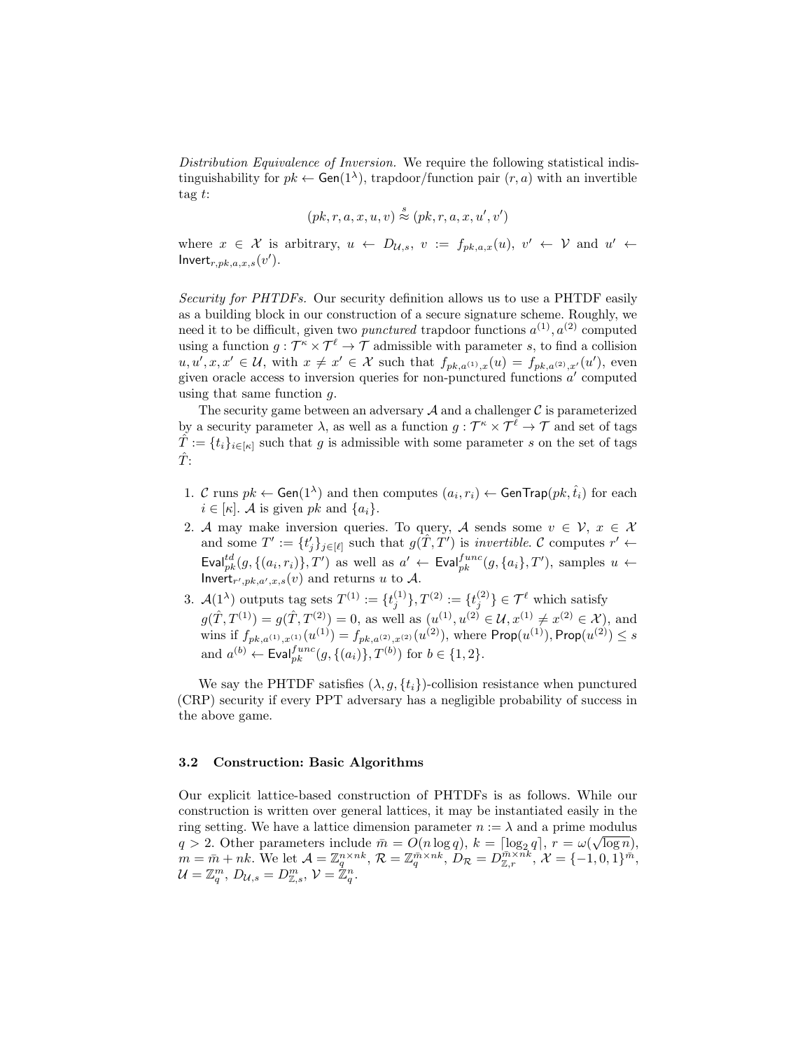*Distribution Equivalence of Inversion.* We require the following statistical indistinguishability for $pk \leftarrow \mathsf{Gen}(1^\lambda)$, trapdoor/function pair $(r, a)$ with an invertible tag $t$:

$$(pk, r, a, x, u, v) \overset{s}{\approx} (pk, r, a, x, u', v')$$

where $x \in \mathcal{X}$ is arbitrary, $u \leftarrow D_{\mathcal{U},s}$, $v := f_{pk,a,x}(u)$, $v' \leftarrow \mathcal{V}$ and $u' \leftarrow \mathsf{Invert}_{r,pk,a,x,s}(v')$.

*Security for PHTDFs.* Our security definition allows us to use a PHTDF easily as a building block in our construction of a secure signature scheme. Roughly, we need it to be difficult, given two *punctured* trapdoor functions $a^{(1)}, a^{(2)}$ computed using a function $g : \mathcal{T}^\kappa \times \mathcal{T}^\ell \to \mathcal{T}$ admissible with parameter $s$, to find a collision $u, u', x, x' \in \mathcal{U}$, with $x \neq x' \in \mathcal{X}$ such that $f_{pk,a^{(1)},x}(u) = f_{pk,a^{(2)},x'}(u')$, even given oracle access to inversion queries for non-punctured functions $a'$ computed using that same function $g$.

The security game between an adversary $\mathcal{A}$ and a challenger $\mathcal{C}$ is parameterized by a security parameter $\lambda$, as well as a function $g : \mathcal{T}^\kappa \times \mathcal{T}^\ell \to \mathcal{T}$ and set of tags $\hat{T} := \{t_i\}_{i \in [\kappa]}$ such that $g$ is admissible with some parameter $s$ on the set of tags $\hat{T}$:

1. $\mathcal{C}$ runs $pk \leftarrow \mathsf{Gen}(1^\lambda)$ and then computes $(a_i, r_i) \leftarrow \mathsf{GenTrap}(pk, \hat{t}_i)$ for each $i \in [\kappa]$. $\mathcal{A}$ is given $pk$ and $\{a_i\}$.
2. $\mathcal{A}$ may make inversion queries. To query, $\mathcal{A}$ sends some $v \in \mathcal{V}$, $x \in \mathcal{X}$ and some $T' := \{t'_j\}_{j \in [\ell]}$ such that $g(\hat{T}, T')$ is *invertible*. $\mathcal{C}$ computes $r' \leftarrow \mathsf{Eval}^{td}_{pk}(g, \{(a_i, r_i)\}, T')$ as well as $a' \leftarrow \mathsf{Eval}^{func}_{pk}(g, \{a_i\}, T')$, samples $u \leftarrow \mathsf{Invert}_{r',pk,a',x,s}(v)$ and returns $u$ to $\mathcal{A}$.
3. $\mathcal{A}(1^\lambda)$ outputs tag sets $T^{(1)} := \{t^{(1)}_j\}, T^{(2)} := \{t^{(2)}_j\} \in \mathcal{T}^\ell$ which satisfy $g(\hat{T}, T^{(1)}) = g(\hat{T}, T^{(2)}) = 0$, as well as $(u^{(1)}, u^{(2)} \in \mathcal{U}, x^{(1)} \neq x^{(2)} \in \mathcal{X})$, and wins if $f_{pk,a^{(1)},x^{(1)}}(u^{(1)}) = f_{pk,a^{(2)},x^{(2)}}(u^{(2)})$, where $\mathsf{Prop}(u^{(1)}), \mathsf{Prop}(u^{(2)}) \leq s$ and $a^{(b)} \leftarrow \mathsf{Eval}^{func}_{pk}(g, \{(a_i)\}, T^{(b)})$ for $b \in \{1, 2\}$.

We say the PHTDF satisfies $(\lambda, g, \{t_i\})$-collision resistance when punctured (CRP) security if every PPT adversary has a negligible probability of success in the above game.

### 3.2 Construction: Basic Algorithms

Our explicit lattice-based construction of PHTDFs is as follows. While our construction is written over general lattices, it may be instantiated easily in the ring setting. We have a lattice dimension parameter $n := \lambda$ and a prime modulus $q > 2$. Other parameters include $\bar{m} = O(n \log q)$, $k = \lceil \log_2 q \rceil$, $r = \omega(\sqrt{\log n})$, $m = \bar{m} + nk$. We let $\mathcal{A} = \mathbb{Z}_q^{n \times nk}$, $\mathcal{R} = \mathbb{Z}_q^{\bar{m} \times nk}$, $D_{\mathcal{R}} = D_{\mathbb{Z},r}^{\bar{m} \times nk}$, $\mathcal{X} = \{-1, 0, 1\}^{\bar{m}}$, $\mathcal{U} = \mathbb{Z}_q^m$, $D_{\mathcal{U},s} = D_{\mathbb{Z},s}^m$, $\mathcal{V} = \mathbb{Z}_q^n$.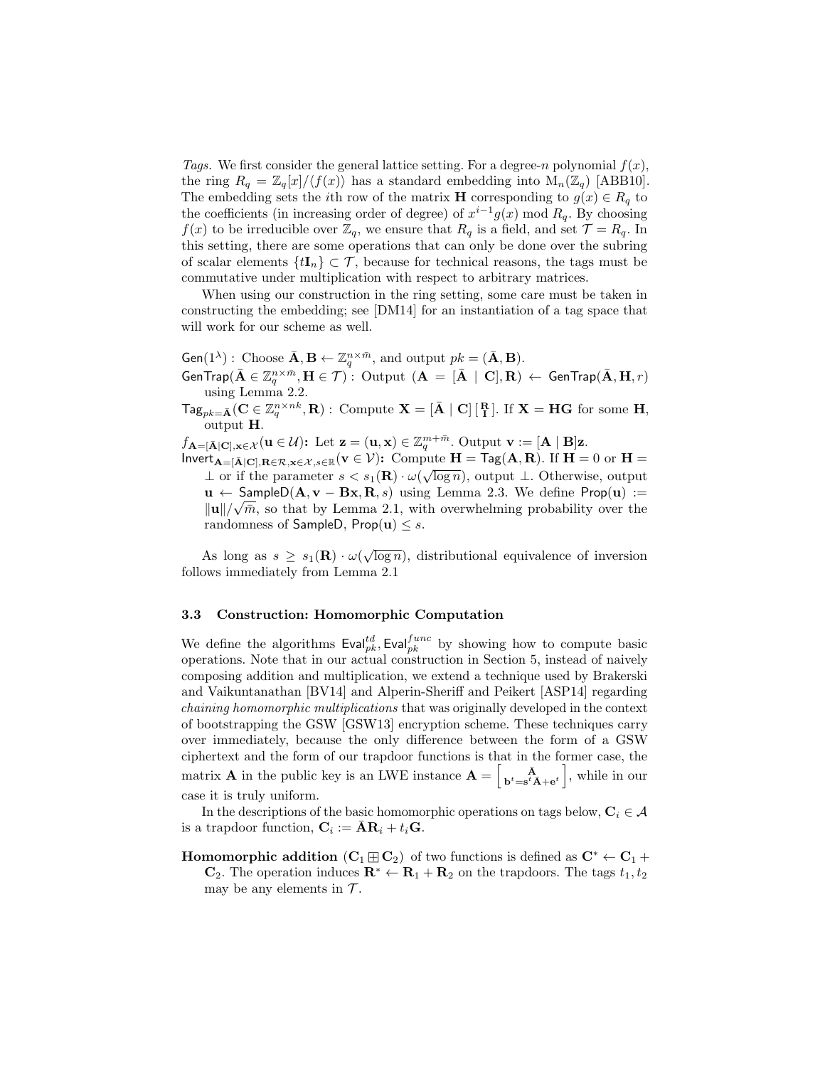*Tags.* We first consider the general lattice setting. For a degree-$n$ polynomial $f(x)$, the ring $R_q = \mathbb{Z}_q[x]/\langle f(x)\rangle$ has a standard embedding into $\mathrm{M}_n(\mathbb{Z}_q)$ [ABB10]. The embedding sets the $i$th row of the matrix $\mathbf{H}$ corresponding to $g(x) \in R_q$ to the coefficients (in increasing order of degree) of $x^{i-1}g(x) \bmod R_q$. By choosing $f(x)$ to be irreducible over $\mathbb{Z}_q$, we ensure that $R_q$ is a field, and set $\mathcal{T} = R_q$. In this setting, there are some operations that can only be done over the subring of scalar elements $\{t\mathbf{I}_n\} \subset \mathcal{T}$, because for technical reasons, the tags must be commutative under multiplication with respect to arbitrary matrices.

When using our construction in the ring setting, some care must be taken in constructing the embedding; see [DM14] for an instantiation of a tag space that will work for our scheme as well.

$\mathsf{Gen}(1^\lambda)$ : Choose $\bar{\mathbf{A}}, \mathbf{B} \leftarrow \mathbb{Z}_q^{n\times\bar{m}}$, and output $pk = (\bar{\mathbf{A}}, \mathbf{B})$.

$\mathsf{GenTrap}(\bar{\mathbf{A}} \in \mathbb{Z}_q^{n\times\bar{m}}, \mathbf{H} \in \mathcal{T})$ : Output $(\mathbf{A} = [\bar{\mathbf{A}} \mid \mathbf{C}], \mathbf{R}) \leftarrow \mathsf{GenTrap}(\bar{\mathbf{A}}, \mathbf{H}, r)$ using Lemma 2.2.

$\mathsf{Tag}_{pk=\bar{\mathbf{A}}}(\mathbf{C} \in \mathbb{Z}_q^{n\times nk}, \mathbf{R})$ : Compute $\mathbf{X} = [\bar{\mathbf{A}} \mid \mathbf{C}]\left[\begin{smallmatrix}\mathbf{R}\\ \mathbf{I}\end{smallmatrix}\right]$. If $\mathbf{X} = \mathbf{HG}$ for some $\mathbf{H}$, output $\mathbf{H}$.

$f_{\mathbf{A}=[\bar{\mathbf{A}}|\mathbf{C}],\mathbf{x}\in\mathcal{X}}(\mathbf{u} \in \mathcal{U})$**:** Let $\mathbf{z} = (\mathbf{u}, \mathbf{x}) \in \mathbb{Z}_q^{m+\bar{m}}$. Output $\mathbf{v} := [\mathbf{A} \mid \mathbf{B}]\mathbf{z}$.

$\mathsf{Invert}_{\mathbf{A}=[\bar{\mathbf{A}}|\mathbf{C}],\mathbf{R}\in\mathcal{R},\mathbf{x}\in\mathcal{X},s\in\mathbb{R}}(\mathbf{v} \in \mathcal{V})$**:** Compute $\mathbf{H} = \mathsf{Tag}(\mathbf{A}, \mathbf{R})$. If $\mathbf{H} = 0$ or $\mathbf{H} = \perp$ or if the parameter $s < s_1(\mathbf{R}) \cdot \omega(\sqrt{\log n})$, output $\perp$. Otherwise, output $\mathbf{u} \leftarrow \mathsf{SampleD}(\mathbf{A}, \mathbf{v} - \mathbf{Bx}, \mathbf{R}, s)$ using Lemma 2.3. We define $\mathsf{Prop}(\mathbf{u}) := \|\mathbf{u}\|/\sqrt{m}$, so that by Lemma 2.1, with overwhelming probability over the randomness of $\mathsf{SampleD}$, $\mathsf{Prop}(\mathbf{u}) \le s$.

As long as $s \ge s_1(\mathbf{R}) \cdot \omega(\sqrt{\log n})$, distributional equivalence of inversion follows immediately from Lemma 2.1

### 3.3 Construction: Homomorphic Computation

We define the algorithms $\mathsf{Eval}^{td}_{pk}, \mathsf{Eval}^{func}_{pk}$ by showing how to compute basic operations. Note that in our actual construction in Section 5, instead of naively composing addition and multiplication, we extend a technique used by Brakerski and Vaikuntanathan [BV14] and Alperin-Sheriff and Peikert [ASP14] regarding *chaining homomorphic multiplications* that was originally developed in the context of bootstrapping the GSW [GSW13] encryption scheme. These techniques carry over immediately, because the only difference between the form of a GSW ciphertext and the form of our trapdoor functions is that in the former case, the matrix $\mathbf{A}$ in the public key is an LWE instance $\mathbf{A} = \left[\begin{smallmatrix}\bar{\mathbf{A}}\\ \mathbf{b}^t=\mathbf{s}^t\bar{\mathbf{A}}+\mathbf{e}^t\end{smallmatrix}\right]$, while in our case it is truly uniform.

In the descriptions of the basic homomorphic operations on tags below, $\mathbf{C}_i \in \mathcal{A}$ is a trapdoor function, $\mathbf{C}_i := \bar{\mathbf{A}}\mathbf{R}_i + t_i\mathbf{G}$.

**Homomorphic addition** $(\mathbf{C}_1 \boxplus \mathbf{C}_2)$ of two functions is defined as $\mathbf{C}^* \leftarrow \mathbf{C}_1 + \mathbf{C}_2$. The operation induces $\mathbf{R}^* \leftarrow \mathbf{R}_1 + \mathbf{R}_2$ on the trapdoors. The tags $t_1, t_2$ may be any elements in $\mathcal{T}$.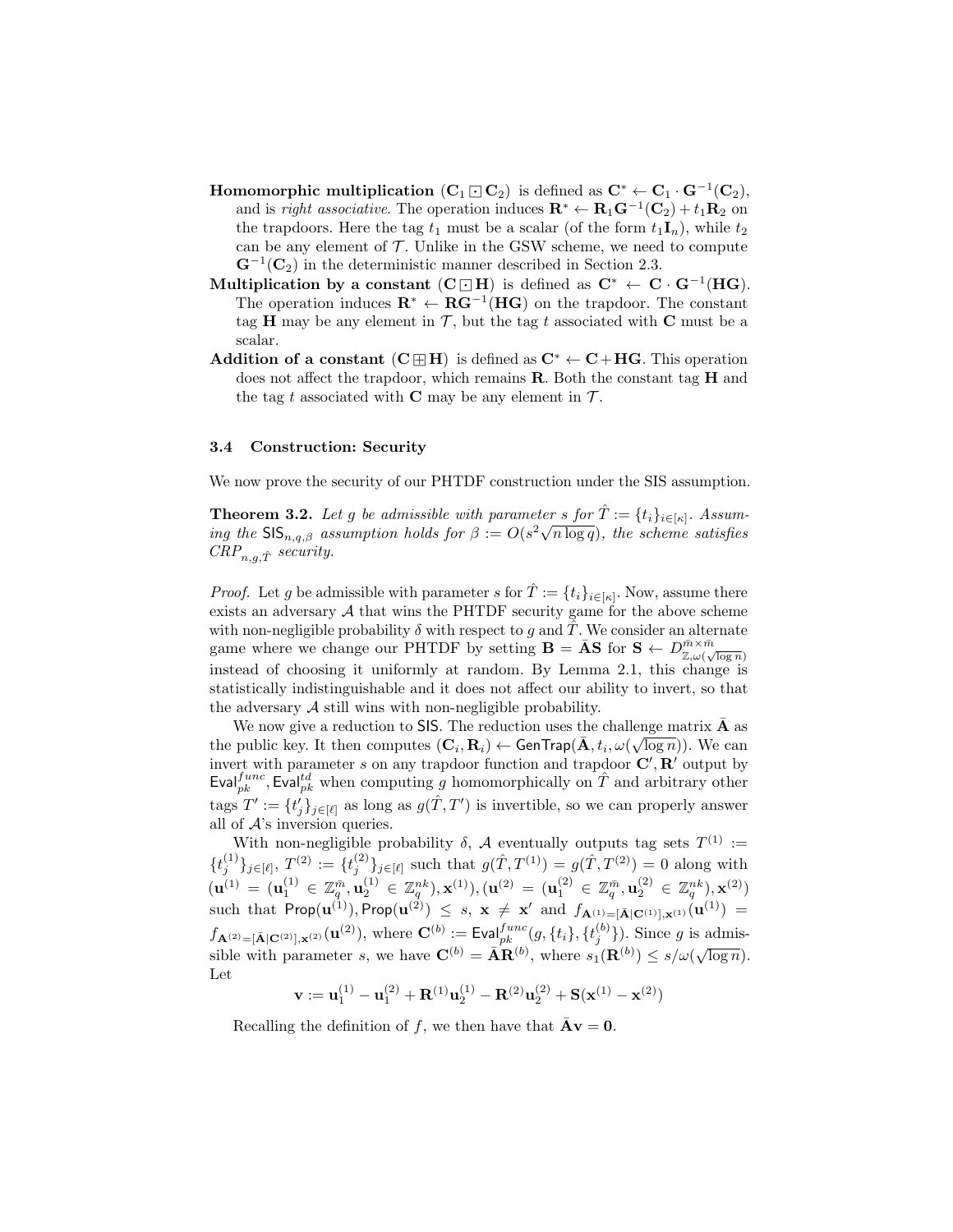**Homomorphic multiplication** ($\mathbf{C}_1 \boxdot \mathbf{C}_2$) is defined as $\mathbf{C}^* \leftarrow \mathbf{C}_1 \cdot \mathbf{G}^{-1}(\mathbf{C}_2)$, and is *right associative*. The operation induces $\mathbf{R}^* \leftarrow \mathbf{R}_1\mathbf{G}^{-1}(\mathbf{C}_2) + t_1\mathbf{R}_2$ on the trapdoors. Here the tag $t_1$ must be a scalar (of the form $t_1\mathbf{I}_n$), while $t_2$ can be any element of $\mathcal{T}$. Unlike in the GSW scheme, we need to compute $\mathbf{G}^{-1}(\mathbf{C}_2)$ in the deterministic manner described in Section 2.3.

**Multiplication by a constant** ($\mathbf{C} \boxdot \mathbf{H}$) is defined as $\mathbf{C}^* \leftarrow \mathbf{C} \cdot \mathbf{G}^{-1}(\mathbf{HG})$. The operation induces $\mathbf{R}^* \leftarrow \mathbf{RG}^{-1}(\mathbf{HG})$ on the trapdoor. The constant tag $\mathbf{H}$ may be any element in $\mathcal{T}$, but the tag $t$ associated with $\mathbf{C}$ must be a scalar.

**Addition of a constant** ($\mathbf{C} \boxplus \mathbf{H}$) is defined as $\mathbf{C}^* \leftarrow \mathbf{C} + \mathbf{HG}$. This operation does not affect the trapdoor, which remains $\mathbf{R}$. Both the constant tag $\mathbf{H}$ and the tag $t$ associated with $\mathbf{C}$ may be any element in $\mathcal{T}$.

### 3.4 Construction: Security

We now prove the security of our PHTDF construction under the SIS assumption.

**Theorem 3.2.** *Let $g$ be admissible with parameter $s$ for $\hat{T} := \{t_i\}_{i\in[\kappa]}$. Assuming the $\mathsf{SIS}_{n,q,\beta}$ assumption holds for $\beta := O(s^2\sqrt{n \log q})$, the scheme satisfies $CRP_{n,g,\hat{T}}$ security.*

*Proof.* Let $g$ be admissible with parameter $s$ for $\hat{T} := \{t_i\}_{i\in[\kappa]}$. Now, assume there exists an adversary $\mathcal{A}$ that wins the PHTDF security game for the above scheme with non-negligible probability $\delta$ with respect to $g$ and $\hat{T}$. We consider an alternate game where we change our PHTDF by setting $\mathbf{B} = \bar{\mathbf{A}}\mathbf{S}$ for $\mathbf{S} \leftarrow D^{\bar{m}\times\bar{m}}_{\mathbb{Z},\omega(\sqrt{\log n})}$ instead of choosing it uniformly at random. By Lemma 2.1, this change is statistically indistinguishable and it does not affect our ability to invert, so that the adversary $\mathcal{A}$ still wins with non-negligible probability.

We now give a reduction to $\mathsf{SIS}$. The reduction uses the challenge matrix $\bar{\mathbf{A}}$ as the public key. It then computes $(\mathbf{C}_i, \mathbf{R}_i) \leftarrow \mathsf{GenTrap}(\bar{\mathbf{A}}, t_i, \omega(\sqrt{\log n}))$. We can invert with parameter $s$ on any trapdoor function and trapdoor $\mathbf{C}', \mathbf{R}'$ output by $\mathsf{Eval}^{func}_{pk}, \mathsf{Eval}^{td}_{pk}$ when computing $g$ homomorphically on $\hat{T}$ and arbitrary other tags $T' := \{t'_j\}_{j\in[\ell]}$ as long as $g(\hat{T}, T')$ is invertible, so we can properly answer all of $\mathcal{A}$'s inversion queries.

With non-negligible probability $\delta$, $\mathcal{A}$ eventually outputs tag sets $T^{(1)} := \{t^{(1)}_j\}_{j\in[\ell]}$, $T^{(2)} := \{t^{(2)}_j\}_{j\in[\ell]}$ such that $g(\hat{T}, T^{(1)}) = g(\hat{T}, T^{(2)}) = 0$ along with $(\mathbf{u}^{(1)} = (\mathbf{u}^{(1)}_1 \in \mathbb{Z}^{\bar{m}}_q, \mathbf{u}^{(1)}_2 \in \mathbb{Z}^{nk}_q), \mathbf{x}^{(1)}), (\mathbf{u}^{(2)} = (\mathbf{u}^{(2)}_1 \in \mathbb{Z}^{\bar{m}}_q, \mathbf{u}^{(2)}_2 \in \mathbb{Z}^{nk}_q), \mathbf{x}^{(2)})$ such that $\mathsf{Prop}(\mathbf{u}^{(1)}), \mathsf{Prop}(\mathbf{u}^{(2)}) \leq s$, $\mathbf{x} \neq \mathbf{x}'$ and $f_{\mathbf{A}^{(1)}=[\bar{\mathbf{A}}|\mathbf{C}^{(1)}],\mathbf{x}^{(1)}}(\mathbf{u}^{(1)}) = f_{\mathbf{A}^{(2)}=[\bar{\mathbf{A}}|\mathbf{C}^{(2)}],\mathbf{x}^{(2)}}(\mathbf{u}^{(2)})$, where $\mathbf{C}^{(b)} := \mathsf{Eval}^{func}_{pk}(g, \{t_i\}, \{t^{(b)}_j\})$. Since $g$ is admissible with parameter $s$, we have $\mathbf{C}^{(b)} = \bar{\mathbf{A}}\mathbf{R}^{(b)}$, where $s_1(\mathbf{R}^{(b)}) \leq s/\omega(\sqrt{\log n})$. Let

$$\mathbf{v} := \mathbf{u}^{(1)}_1 - \mathbf{u}^{(2)}_1 + \mathbf{R}^{(1)}\mathbf{u}^{(1)}_2 - \mathbf{R}^{(2)}\mathbf{u}^{(2)}_2 + \mathbf{S}(\mathbf{x}^{(1)} - \mathbf{x}^{(2)})$$

Recalling the definition of $f$, we then have that $\bar{\mathbf{A}}\mathbf{v} = \mathbf{0}$.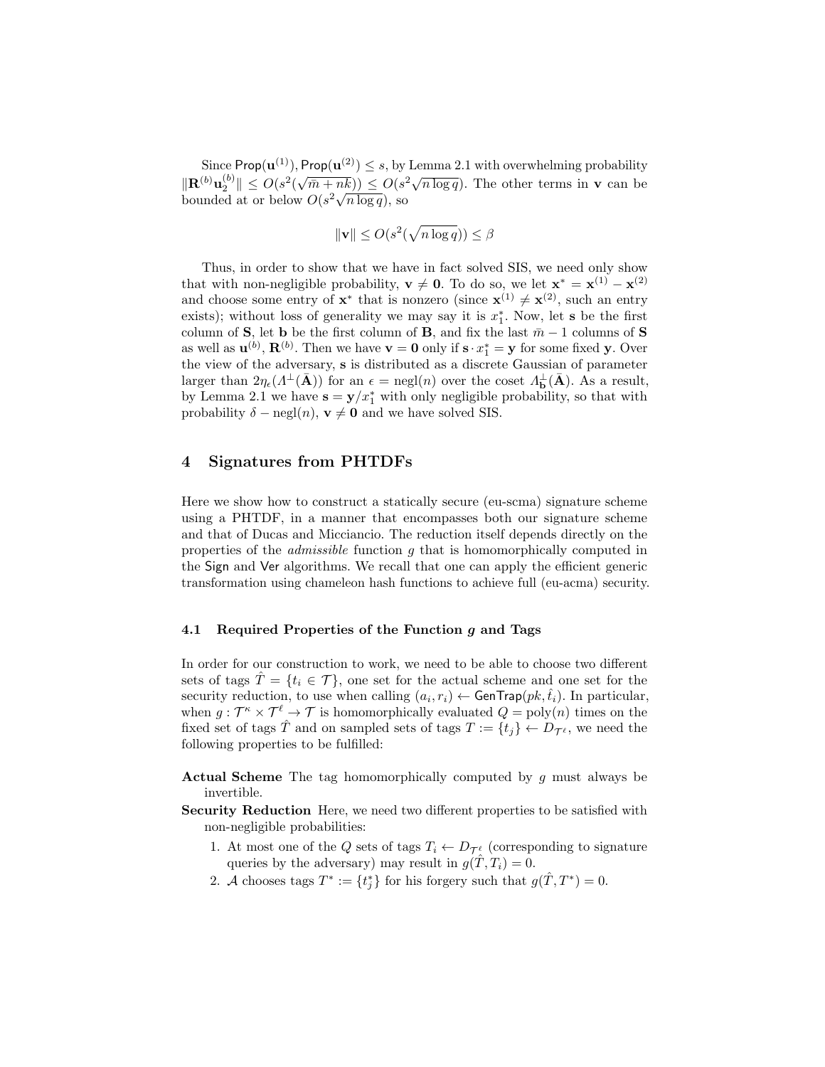Since $\mathsf{Prop}(\mathbf{u}^{(1)}), \mathsf{Prop}(\mathbf{u}^{(2)}) \leq s$, by Lemma 2.1 with overwhelming probability $\|\mathbf{R}^{(b)}\mathbf{u}_2^{(b)}\| \leq O(s^2(\sqrt{\bar{m}+nk})) \leq O(s^2\sqrt{n \log q})$. The other terms in $\mathbf{v}$ can be bounded at or below $O(s^2\sqrt{n \log q})$, so

$$\|\mathbf{v}\| \leq O(s^2(\sqrt{n \log q})) \leq \beta$$

Thus, in order to show that we have in fact solved SIS, we need only show that with non-negligible probability, $\mathbf{v} \neq \mathbf{0}$. To do so, we let $\mathbf{x}^* = \mathbf{x}^{(1)} - \mathbf{x}^{(2)}$ and choose some entry of $\mathbf{x}^*$ that is nonzero (since $\mathbf{x}^{(1)} \neq \mathbf{x}^{(2)}$, such an entry exists); without loss of generality we may say it is $x_1^*$. Now, let $\mathbf{s}$ be the first column of $\mathbf{S}$, let $\mathbf{b}$ be the first column of $\mathbf{B}$, and fix the last $\bar{m}-1$ columns of $\mathbf{S}$ as well as $\mathbf{u}^{(b)}$, $\mathbf{R}^{(b)}$. Then we have $\mathbf{v} = \mathbf{0}$ only if $\mathbf{s} \cdot x_1^* = \mathbf{y}$ for some fixed $\mathbf{y}$. Over the view of the adversary, $\mathbf{s}$ is distributed as a discrete Gaussian of parameter larger than $2\eta_\epsilon(\Lambda^\perp(\bar{\mathbf{A}}))$ for an $\epsilon = \text{negl}(n)$ over the coset $\Lambda^\perp_{\mathbf{b}}(\bar{\mathbf{A}})$. As a result, by Lemma 2.1 we have $\mathbf{s} = \mathbf{y}/x_1^*$ with only negligible probability, so that with probability $\delta - \text{negl}(n)$, $\mathbf{v} \neq \mathbf{0}$ and we have solved SIS.

# 4 Signatures from PHTDFs

Here we show how to construct a statically secure (eu-scma) signature scheme using a PHTDF, in a manner that encompasses both our signature scheme and that of Ducas and Micciancio. The reduction itself depends directly on the properties of the *admissible* function $g$ that is homomorphically computed in the $\mathsf{Sign}$ and $\mathsf{Ver}$ algorithms. We recall that one can apply the efficient generic transformation using chameleon hash functions to achieve full (eu-acma) security.

## 4.1 Required Properties of the Function $g$ and Tags

In order for our construction to work, we need to be able to choose two different sets of tags $\hat{T} = \{t_i \in \mathcal{T}\}$, one set for the actual scheme and one set for the security reduction, to use when calling $(a_i, r_i) \leftarrow \mathsf{GenTrap}(pk, \hat{t}_i)$. In particular, when $g : \mathcal{T}^\kappa \times \mathcal{T}^\ell \to \mathcal{T}$ is homomorphically evaluated $Q = \text{poly}(n)$ times on the fixed set of tags $\hat{T}$ and on sampled sets of tags $T := \{t_j\} \leftarrow D_{\mathcal{T}^\ell}$, we need the following properties to be fulfilled:

**Actual Scheme** The tag homomorphically computed by $g$ must always be invertible.

**Security Reduction** Here, we need two different properties to be satisfied with non-negligible probabilities:

1. At most one of the $Q$ sets of tags $T_i \leftarrow D_{\mathcal{T}^\ell}$ (corresponding to signature queries by the adversary) may result in $g(\hat{T}, T_i) = 0$.
2. $\mathcal{A}$ chooses tags $T^* := \{t_j^*\}$ for his forgery such that $g(\hat{T}, T^*) = 0$.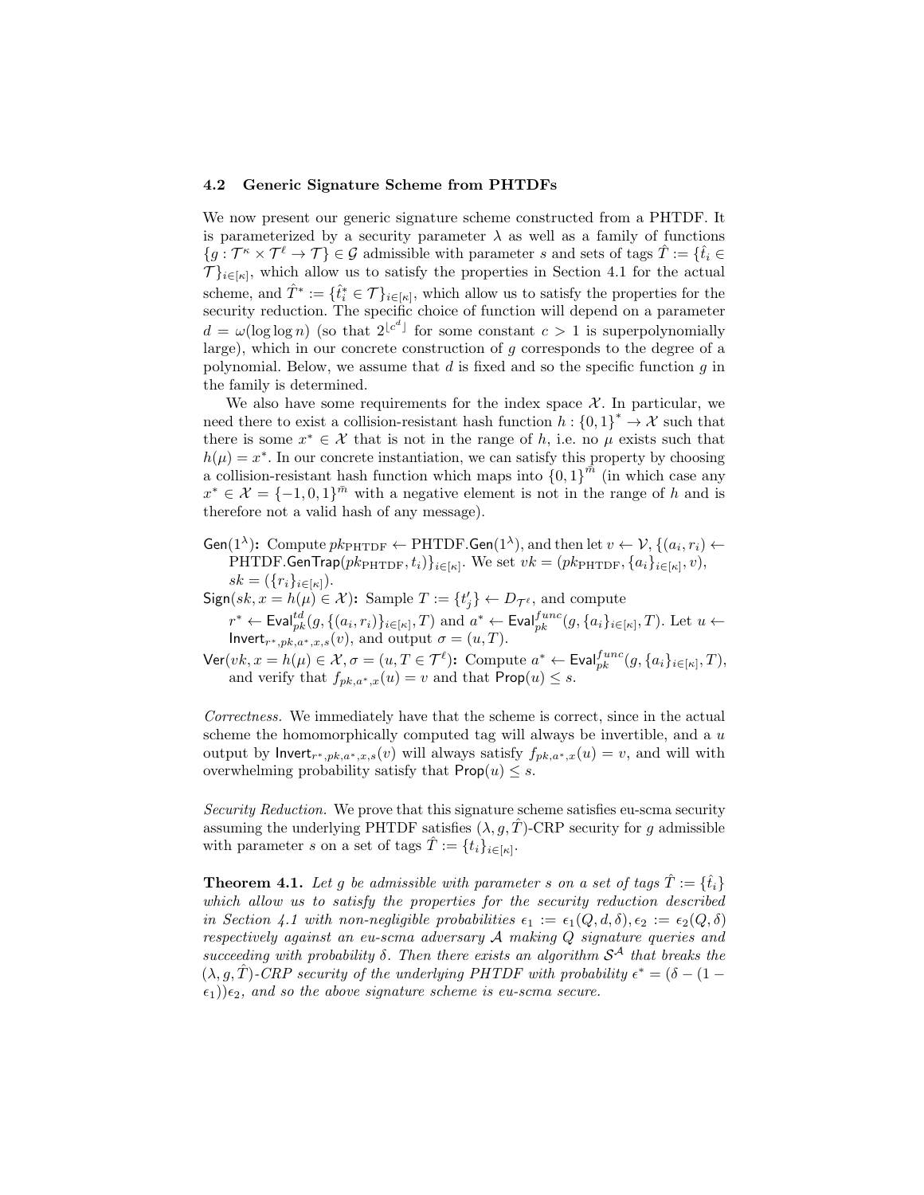### 4.2 Generic Signature Scheme from PHTDFs

We now present our generic signature scheme constructed from a PHTDF. It is parameterized by a security parameter $\lambda$ as well as a family of functions $\{g : \mathcal{T}^\kappa \times \mathcal{T}^\ell \to \mathcal{T}\} \in \mathcal{G}$ admissible with parameter $s$ and sets of tags $\hat{T} := \{\hat{t}_i \in \mathcal{T}\}_{i\in[\kappa]}$, which allow us to satisfy the properties in Section 4.1 for the actual scheme, and $\hat{T}^* := \{\hat{t}^*_i \in \mathcal{T}\}_{i\in[\kappa]}$, which allow us to satisfy the properties for the security reduction. The specific choice of function will depend on a parameter $d = \omega(\log\log n)$ (so that $2^{\lfloor c^d \rfloor}$ for some constant $c > 1$ is superpolynomially large), which in our concrete construction of $g$ corresponds to the degree of a polynomial. Below, we assume that $d$ is fixed and so the specific function $g$ in the family is determined.

We also have some requirements for the index space $\mathcal{X}$. In particular, we need there to exist a collision-resistant hash function $h : \{0,1\}^* \to \mathcal{X}$ such that there is some $x^* \in \mathcal{X}$ that is not in the range of $h$, i.e. no $\mu$ exists such that $h(\mu) = x^*$. In our concrete instantiation, we can satisfy this property by choosing a collision-resistant hash function which maps into $\{0,1\}^{\bar{m}}$ (in which case any $x^* \in \mathcal{X} = \{-1,0,1\}^{\bar{m}}$ with a negative element is not in the range of $h$ and is therefore not a valid hash of any message).

- $\mathsf{Gen}(1^\lambda)$**:** Compute $pk_{\text{PHTDF}} \leftarrow \text{PHTDF}.\mathsf{Gen}(1^\lambda)$, and then let $v \leftarrow \mathcal{V}$, $\{(a_i, r_i) \leftarrow \text{PHTDF}.\mathsf{GenTrap}(pk_{\text{PHTDF}}, t_i)\}_{i\in[\kappa]}$. We set $vk = (pk_{\text{PHTDF}}, \{a_i\}_{i\in[\kappa]}, v)$, $sk = (\{r_i\}_{i\in[\kappa]})$.
- $\mathsf{Sign}(sk, x = h(\mu) \in \mathcal{X})$**:** Sample $T := \{t'_j\} \leftarrow D_{\mathcal{T}^\ell}$, and compute $r^* \leftarrow \mathsf{Eval}^{td}_{pk}(g, \{(a_i, r_i)\}_{i\in[\kappa]}, T)$ and $a^* \leftarrow \mathsf{Eval}^{func}_{pk}(g, \{a_i\}_{i\in[\kappa]}, T)$. Let $u \leftarrow \mathsf{Invert}_{r^*,pk,a^*,x,s}(v)$, and output $\sigma = (u, T)$.
- $\mathsf{Ver}(vk, x = h(\mu) \in \mathcal{X}, \sigma = (u, T \in \mathcal{T}^\ell)$**:** Compute $a^* \leftarrow \mathsf{Eval}^{func}_{pk}(g, \{a_i\}_{i\in[\kappa]}, T)$, and verify that $f_{pk,a^*,x}(u) = v$ and that $\mathsf{Prop}(u) \leq s$.

*Correctness.* We immediately have that the scheme is correct, since in the actual scheme the homomorphically computed tag will always be invertible, and a $u$ output by $\mathsf{Invert}_{r^*,pk,a^*,x,s}(v)$ will always satisfy $f_{pk,a^*,x}(u) = v$, and will with overwhelming probability satisfy that $\mathsf{Prop}(u) \leq s$.

*Security Reduction.* We prove that this signature scheme satisfies eu-scma security assuming the underlying PHTDF satisfies $(\lambda, g, \hat{T})$-CRP security for $g$ admissible with parameter $s$ on a set of tags $\hat{T} := \{t_i\}_{i\in[\kappa]}$.

**Theorem 4.1.** *Let $g$ be admissible with parameter $s$ on a set of tags $\hat{T} := \{\hat{t}_i\}$ which allow us to satisfy the properties for the security reduction described in Section 4.1 with non-negligible probabilities $\epsilon_1 := \epsilon_1(Q, d, \delta), \epsilon_2 := \epsilon_2(Q, \delta)$ respectively against an eu-scma adversary $\mathcal{A}$ making $Q$ signature queries and succeeding with probability $\delta$. Then there exists an algorithm $\mathcal{S}^{\mathcal{A}}$ that breaks the $(\lambda, g, \hat{T})$-CRP security of the underlying PHTDF with probability $\epsilon^* = (\delta - (1 - \epsilon_1))\epsilon_2$, and so the above signature scheme is eu-scma secure.*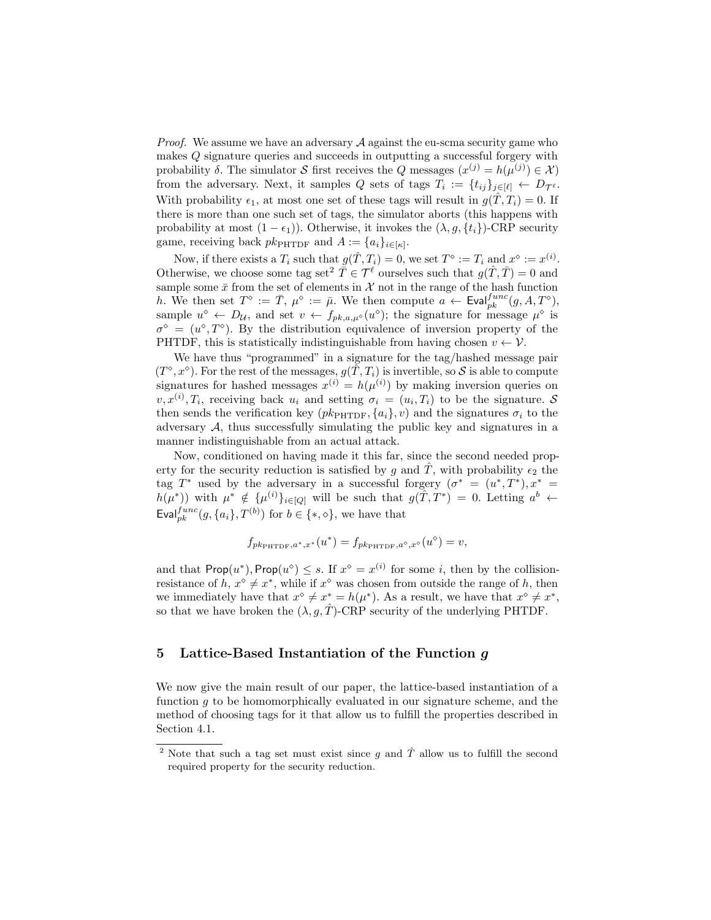*Proof.* We assume we have an adversary $\mathcal{A}$ against the eu-scma security game who makes $Q$ signature queries and succeeds in outputting a successful forgery with probability $\delta$. The simulator $\mathcal{S}$ first receives the $Q$ messages $(x^{(j)} = h(\mu^{(j)}) \in \mathcal{X})$ from the adversary. Next, it samples $Q$ sets of tags $T_i := \{t_{ij}\}_{j\in[\ell]} \leftarrow D_{\mathcal{T}^\ell}$. With probability $\epsilon_1$, at most one set of these tags will result in $g(\hat{T}, T_i) = 0$. If there is more than one such set of tags, the simulator aborts (this happens with probability at most $(1 - \epsilon_1)$). Otherwise, it invokes the $(\lambda, g, \{t_i\})$-CRP security game, receiving back $pk_{\text{PHTDF}}$ and $A := \{a_i\}_{i\in[\kappa]}$.

Now, if there exists a $T_i$ such that $g(\hat{T}, T_i) = 0$, we set $T^\diamond := T_i$ and $x^\diamond := x^{(i)}$. Otherwise, we choose some tag set[2] $\bar{T} \in \mathcal{T}^\ell$ ourselves such that $g(\hat{T}, \bar{T}) = 0$ and sample some $\bar{x}$ from the set of elements in $\mathcal{X}$ not in the range of the hash function $h$. We then set $T^\diamond := \bar{T}$, $\mu^\diamond := \bar{\mu}$. We then compute $a \leftarrow \mathsf{Eval}^{func}_{pk}(g, A, T^\diamond)$, sample $u^\diamond \leftarrow D_{\mathcal{U}}$, and set $v \leftarrow f_{pk,a,\mu^\diamond}(u^\diamond)$; the signature for message $\mu^\diamond$ is $\sigma^\diamond = (u^\diamond, T^\diamond)$. By the distribution equivalence of inversion property of the PHTDF, this is statistically indistinguishable from having chosen $v \leftarrow \mathcal{V}$.

We have thus "programmed" in a signature for the tag/hashed message pair $(T^\diamond, x^\diamond)$. For the rest of the messages, $g(\hat{T}, T_i)$ is invertible, so $\mathcal{S}$ is able to compute signatures for hashed messages $x^{(i)} = h(\mu^{(i)})$ by making inversion queries on $v, x^{(i)}, T_i$, receiving back $u_i$ and setting $\sigma_i = (u_i, T_i)$ to be the signature. $\mathcal{S}$ then sends the verification key $(pk_{\text{PHTDF}}, \{a_i\}, v)$ and the signatures $\sigma_i$ to the adversary $\mathcal{A}$, thus successfully simulating the public key and signatures in a manner indistinguishable from an actual attack.

Now, conditioned on having made it this far, since the second needed property for the security reduction is satisfied by $g$ and $\hat{T}$, with probability $\epsilon_2$ the tag $T^*$ used by the adversary in a successful forgery $(\sigma^* = (u^*, T^*), x^* = h(\mu^*))$ with $\mu^* \notin \{\mu^{(i)}\}_{i\in[Q]}$ will be such that $g(\hat{T}, T^*) = 0$. Letting $a^b \leftarrow \mathsf{Eval}^{func}_{pk}(g, \{a_i\}, T^{(b)})$ for $b \in \{*, \diamond\}$, we have that

$$f_{pk_{\text{PHTDF}},a^*,x^*}(u^*) = f_{pk_{\text{PHTDF}},a^\diamond,x^\diamond}(u^\diamond) = v,$$

and that $\mathsf{Prop}(u^*), \mathsf{Prop}(u^\diamond) \leq s$. If $x^\diamond = x^{(i)}$ for some $i$, then by the collision-resistance of $h$, $x^\diamond \neq x^*$, while if $x^\diamond$ was chosen from outside the range of $h$, then we immediately have that $x^\diamond \neq x^* = h(\mu^*)$. As a result, we have that $x^\diamond \neq x^*$, so that we have broken the $(\lambda, g, \hat{T})$-CRP security of the underlying PHTDF.

## 5 Lattice-Based Instantiation of the Function $g$

We now give the main result of our paper, the lattice-based instantiation of a function $g$ to be homomorphically evaluated in our signature scheme, and the method of choosing tags for it that allow us to fulfill the properties described in Section 4.1.

---

[2] Note that such a tag set must exist since $g$ and $\hat{T}$ allow us to fulfill the second required property for the security reduction.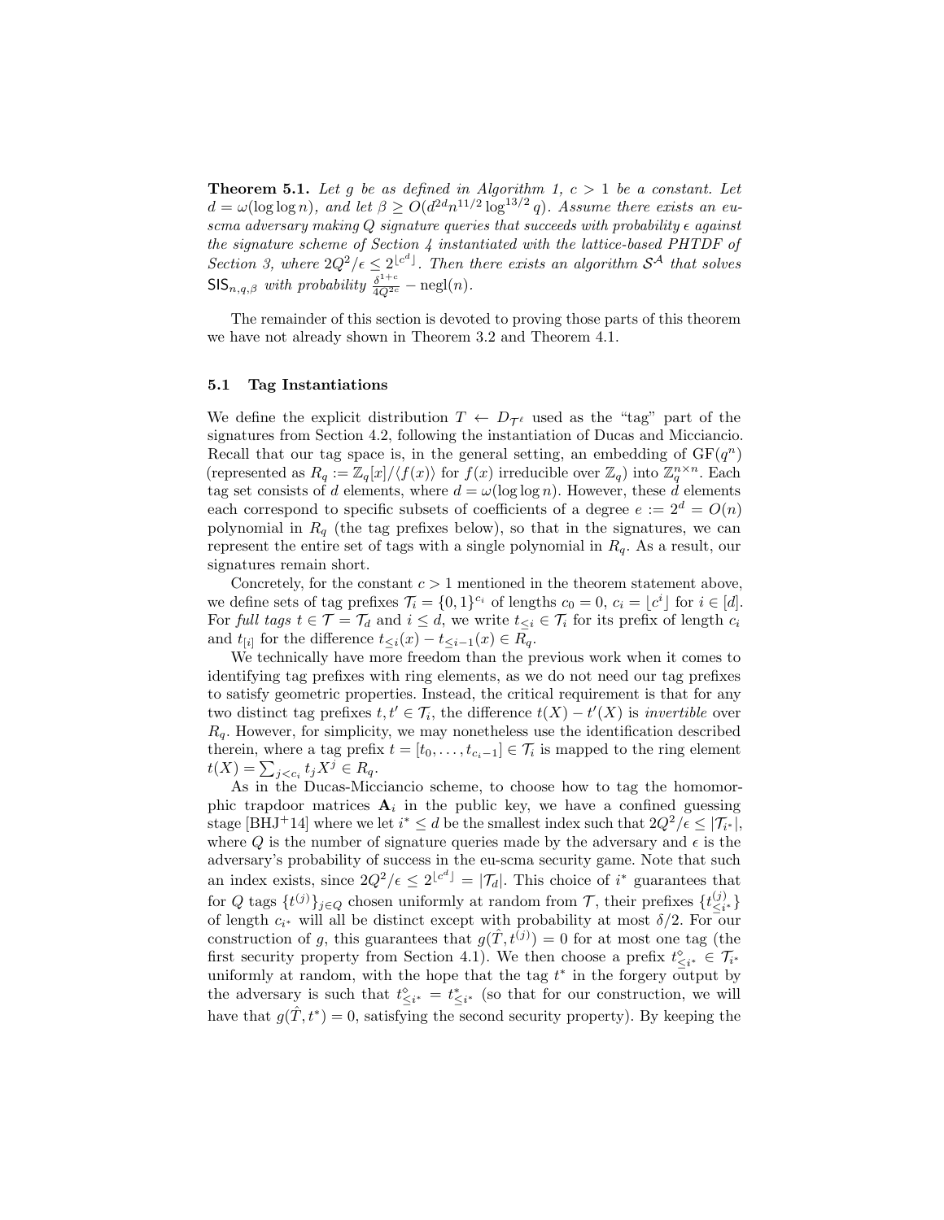**Theorem 5.1.** *Let $g$ be as defined in Algorithm 1, $c > 1$ be a constant. Let $d = \omega(\log \log n)$, and let $\beta \geq O(d^{2d} n^{11/2} \log^{13/2} q)$. Assume there exists an eu-scma adversary making $Q$ signature queries that succeeds with probability $\epsilon$ against the signature scheme of Section 4 instantiated with the lattice-based PHTDF of Section 3, where $2Q^2/\epsilon \leq 2^{\lfloor c^d \rfloor}$. Then there exists an algorithm $\mathcal{S}^{\mathcal{A}}$ that solves $\mathsf{SIS}_{n,q,\beta}$ with probability $\frac{\delta^{1+c}}{4Q^{2c}} - \mathrm{negl}(n)$.*

The remainder of this section is devoted to proving those parts of this theorem we have not already shown in Theorem 3.2 and Theorem 4.1.

### 5.1 Tag Instantiations

We define the explicit distribution $T \leftarrow D_{\mathcal{T}^\ell}$ used as the "tag" part of the signatures from Section 4.2, following the instantiation of Ducas and Micciancio. Recall that our tag space is, in the general setting, an embedding of $\mathrm{GF}(q^n)$ (represented as $R_q := \mathbb{Z}_q[x]/\langle f(x) \rangle$ for $f(x)$ irreducible over $\mathbb{Z}_q$) into $\mathbb{Z}_q^{n \times n}$. Each tag set consists of $d$ elements, where $d = \omega(\log \log n)$. However, these $d$ elements each correspond to specific subsets of coefficients of a degree $e := 2^d = O(n)$ polynomial in $R_q$ (the tag prefixes below), so that in the signatures, we can represent the entire set of tags with a single polynomial in $R_q$. As a result, our signatures remain short.

Concretely, for the constant $c > 1$ mentioned in the theorem statement above, we define sets of tag prefixes $\mathcal{T}_i = \{0,1\}^{c_i}$ of lengths $c_0 = 0$, $c_i = \lfloor c^i \rfloor$ for $i \in [d]$. For *full tags* $t \in \mathcal{T} = \mathcal{T}_d$ and $i \leq d$, we write $t_{\leq i} \in \mathcal{T}_i$ for its prefix of length $c_i$ and $t_{[i]}$ for the difference $t_{\leq i}(x) - t_{\leq i-1}(x) \in R_q$.

We technically have more freedom than the previous work when it comes to identifying tag prefixes with ring elements, as we do not need our tag prefixes to satisfy geometric properties. Instead, the critical requirement is that for any two distinct tag prefixes $t, t' \in \mathcal{T}_i$, the difference $t(X) - t'(X)$ is *invertible* over $R_q$. However, for simplicity, we may nonetheless use the identification described therein, where a tag prefix $t = [t_0, \ldots, t_{c_i - 1}] \in \mathcal{T}_i$ is mapped to the ring element $t(X) = \sum_{j < c_i} t_j X^j \in R_q$.

As in the Ducas-Micciancio scheme, to choose how to tag the homomorphic trapdoor matrices $\mathbf{A}_i$ in the public key, we have a confined guessing stage [BHJ+14] where we let $i^* \leq d$ be the smallest index such that $2Q^2/\epsilon \leq |\mathcal{T}_{i^*}|$, where $Q$ is the number of signature queries made by the adversary and $\epsilon$ is the adversary's probability of success in the eu-scma security game. Note that such an index exists, since $2Q^2/\epsilon \leq 2^{\lfloor c^d \rfloor} = |\mathcal{T}_d|$. This choice of $i^*$ guarantees that for $Q$ tags $\{t^{(j)}\}_{j \in Q}$ chosen uniformly at random from $\mathcal{T}$, their prefixes $\{t^{(j)}_{\leq i^*}\}$ of length $c_{i^*}$ will all be distinct except with probability at most $\delta/2$. For our construction of $g$, this guarantees that $g(\hat{T}, t^{(j)}) = 0$ for at most one tag (the first security property from Section 4.1). We then choose a prefix $t^\diamond_{\leq i^*} \in \mathcal{T}_{i^*}$ uniformly at random, with the hope that the tag $t^*$ in the forgery output by the adversary is such that $t^\diamond_{\leq i^*} = t^*_{\leq i^*}$ (so that for our construction, we will have that $g(\hat{T}, t^*) = 0$, satisfying the second security property). By keeping the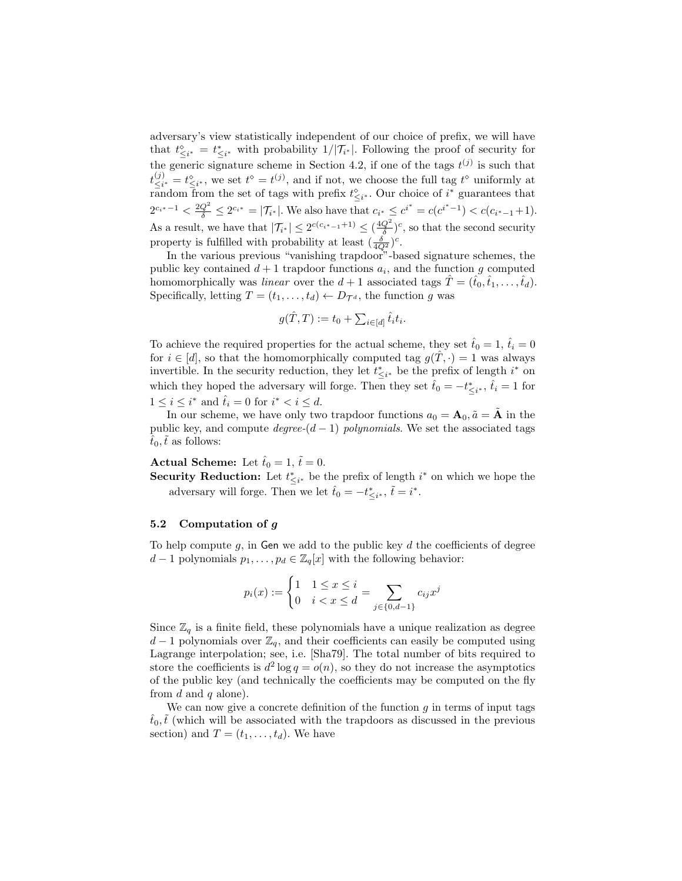adversary's view statistically independent of our choice of prefix, we will have that $t^{\diamond}_{\leq i^*} = t^*_{\leq i^*}$ with probability $1/|\mathcal{T}_{i^*}|$. Following the proof of security for the generic signature scheme in Section 4.2, if one of the tags $t^{(j)}$ is such that $t^{(j)}_{\leq i^*} = t^{\diamond}_{\leq i^*}$, we set $t^{\diamond} = t^{(j)}$, and if not, we choose the full tag $t^{\diamond}$ uniformly at random from the set of tags with prefix $t^{\diamond}_{\leq i^*}$. Our choice of $i^*$ guarantees that $2^{c_{i^*}-1} < \frac{2Q^2}{\delta} \leq 2^{c_{i^*}} = |\mathcal{T}_{i^*}|$. We also have that $c_{i^*} \leq c^{i^*} = c(c^{i^*-1}) < c(c_{i^*-1}+1)$. As a result, we have that $|\mathcal{T}_{i^*}| \leq 2^{c(c_{i^*-1}+1)} \leq (\frac{4Q^2}{\delta})^c$, so that the second security property is fulfilled with probability at least $(\frac{\delta}{4Q^2})^c$.

In the various previous "vanishing trapdoor"-based signature schemes, the public key contained $d+1$ trapdoor functions $a_i$, and the function $g$ computed homomorphically was *linear* over the $d+1$ associated tags $\hat{T} = (\hat{t}_0, \hat{t}_1, \ldots, \hat{t}_d)$. Specifically, letting $T = (t_1, \ldots, t_d) \leftarrow D_{\mathcal{T}^d}$, the function $g$ was

$$g(\hat{T}, T) := t_0 + \textstyle\sum_{i \in [d]} \hat{t}_i t_i.$$

To achieve the required properties for the actual scheme, they set $\hat{t}_0 = 1$, $\hat{t}_i = 0$ for $i \in [d]$, so that the homomorphically computed tag $g(\hat{T}, \cdot) = 1$ was always invertible. In the security reduction, they let $t^*_{\leq i^*}$ be the prefix of length $i^*$ on which they hoped the adversary will forge. Then they set $\hat{t}_0 = -t^*_{\leq i^*}$, $\hat{t}_i = 1$ for $1 \leq i \leq i^*$ and $\hat{t}_i = 0$ for $i^* < i \leq d$.

In our scheme, we have only two trapdoor functions $a_0 = \mathbf{A}_0, \tilde{a} = \tilde{\mathbf{A}}$ in the public key, and compute *degree-$(d-1)$ polynomials*. We set the associated tags $\hat{t}_0, \tilde{t}$ as follows:

**Actual Scheme:** Let $\hat{t}_0 = 1$, $\tilde{t} = 0$.

**Security Reduction:** Let $t^*_{\leq i^*}$ be the prefix of length $i^*$ on which we hope the adversary will forge. Then we let $\hat{t}_0 = -t^*_{\leq i^*}$, $\tilde{t} = i^*$.

### 5.2 Computation of $g$

To help compute $g$, in Gen we add to the public key $d$ the coefficients of degree $d-1$ polynomials $p_1, \ldots, p_d \in \mathbb{Z}_q[x]$ with the following behavior:

$$p_i(x) := \begin{cases} 1 & 1 \leq x \leq i \\ 0 & i < x \leq d \end{cases} = \sum_{j \in \{0, d-1\}} c_{ij} x^j$$

Since $\mathbb{Z}_q$ is a finite field, these polynomials have a unique realization as degree $d-1$ polynomials over $\mathbb{Z}_q$, and their coefficients can easily be computed using Lagrange interpolation; see, i.e. [Sha79]. The total number of bits required to store the coefficients is $d^2 \log q = o(n)$, so they do not increase the asymptotics of the public key (and technically the coefficients may be computed on the fly from $d$ and $q$ alone).

We can now give a concrete definition of the function $g$ in terms of input tags $\hat{t}_0, \tilde{t}$ (which will be associated with the trapdoors as discussed in the previous section) and $T = (t_1, \ldots, t_d)$. We have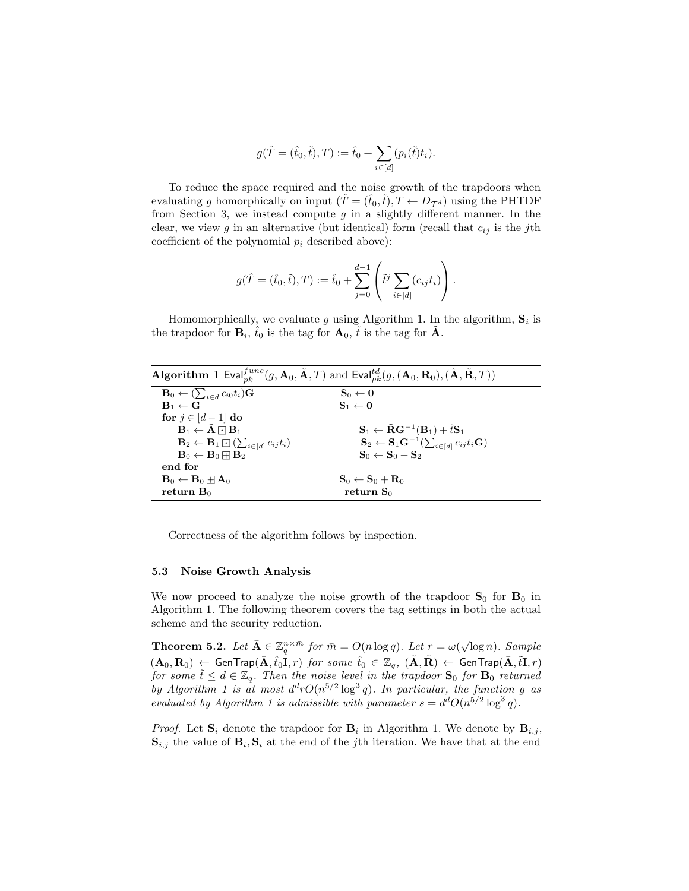$$g(\hat{T} = (\hat{t}_0, \tilde{t}), T) := \hat{t}_0 + \sum_{i \in [d]} (p_i(\tilde{t}) t_i).$$

To reduce the space required and the noise growth of the trapdoors when evaluating $g$ homorphically on input $(\hat{T} = (\hat{t}_0, \tilde{t}), T \leftarrow D_{\mathcal{T}^d})$ using the PHTDF from Section 3, we instead compute $g$ in a slightly different manner. In the clear, we view $g$ in an alternative (but identical) form (recall that $c_{ij}$ is the $j$th coefficient of the polynomial $p_i$ described above):

$$g(\hat{T} = (\hat{t}_0, \tilde{t}), T) := \hat{t}_0 + \sum_{j=0}^{d-1} \left( \tilde{t}^j \sum_{i \in [d]} (c_{ij} t_i) \right).$$

Homomorphically, we evaluate $g$ using Algorithm 1. In the algorithm, $\mathbf{S}_i$ is the trapdoor for $\mathbf{B}_i$, $\hat{t}_0$ is the tag for $\mathbf{A}_0$, $\tilde{t}$ is the tag for $\tilde{\mathbf{A}}$.

**Algorithm 1** $\mathsf{Eval}^{func}_{pk}(g, \mathbf{A}_0, \tilde{\mathbf{A}}, T)$ and $\mathsf{Eval}^{td}_{pk}(g, (\mathbf{A}_0, \mathbf{R}_0), (\tilde{\mathbf{A}}, \tilde{\mathbf{R}}, T))$

```
B_0 ← (Σ_{i∈d} c_{i0} t_i) G                 S_0 ← 0
B_1 ← G                                      S_1 ← 0
for j ∈ [d − 1] do
    B_1 ← Ã ⊡ B_1                             S_1 ← R̃ G^{-1}(B_1) + t̃ S_1
    B_2 ← B_1 ⊡ (Σ_{i∈[d]} c_{ij} t_i)        S_2 ← S_1 G^{-1}(Σ_{i∈[d]} c_{ij} t_i G)
    B_0 ← B_0 ⊞ B_2                           S_0 ← S_0 + S_2
end for
B_0 ← B_0 ⊞ A_0                              S_0 ← S_0 + R_0
return B_0                                   return S_0
```

Correctness of the algorithm follows by inspection.

### 5.3 Noise Growth Analysis

We now proceed to analyze the noise growth of the trapdoor $\mathbf{S}_0$ for $\mathbf{B}_0$ in Algorithm 1. The following theorem covers the tag settings in both the actual scheme and the security reduction.

**Theorem 5.2.** *Let $\bar{\mathbf{A}} \in \mathbb{Z}_q^{n \times \bar{m}}$ for $\bar{m} = O(n \log q)$. Let $r = \omega(\sqrt{\log n})$. Sample $(\mathbf{A}_0, \mathbf{R}_0) \leftarrow \mathsf{GenTrap}(\bar{\mathbf{A}}, \hat{t}_0 \mathbf{I}, r)$ for some $\hat{t}_0 \in \mathbb{Z}_q$, $(\tilde{\mathbf{A}}, \tilde{\mathbf{R}}) \leftarrow \mathsf{GenTrap}(\bar{\mathbf{A}}, \tilde{t}\mathbf{I}, r)$ for some $\tilde{t} \leq d \in \mathbb{Z}_q$. Then the noise level in the trapdoor $\mathbf{S}_0$ for $\mathbf{B}_0$ returned by Algorithm 1 is at most $d^d r O(n^{5/2} \log^3 q)$. In particular, the function $g$ as evaluated by Algorithm 1 is admissible with parameter $s = d^d O(n^{5/2} \log^3 q)$.*

*Proof.* Let $\mathbf{S}_i$ denote the trapdoor for $\mathbf{B}_i$ in Algorithm 1. We denote by $\mathbf{B}_{i,j}$, $\mathbf{S}_{i,j}$ the value of $\mathbf{B}_i, \mathbf{S}_i$ at the end of the $j$th iteration. We have that at the end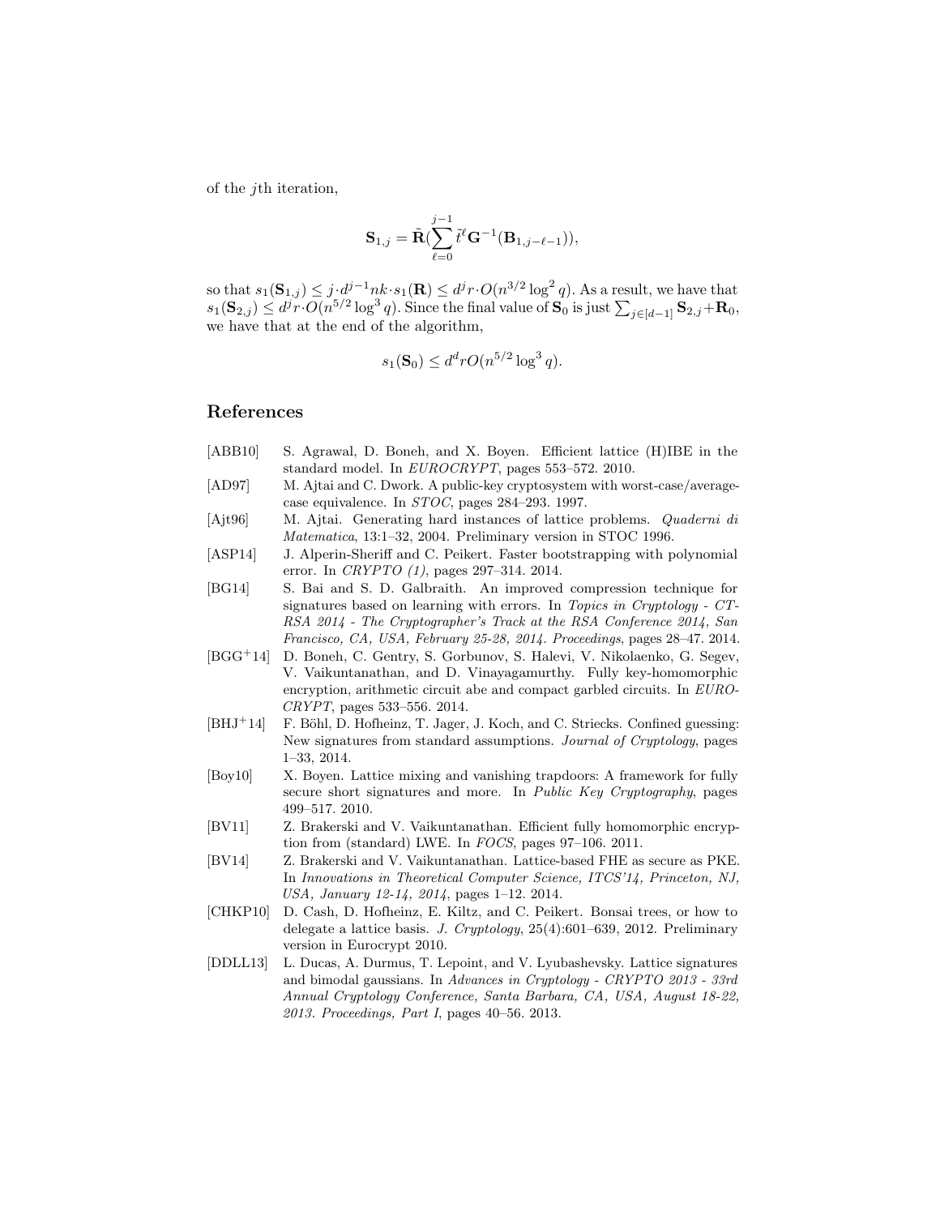of the $j$th iteration,

$$\mathbf{S}_{1,j} = \tilde{\mathbf{R}}(\sum_{\ell=0}^{j-1} \tilde{t}^{\ell} \mathbf{G}^{-1}(\mathbf{B}_{1,j-\ell-1})),$$

so that $s_1(\mathbf{S}_{1,j}) \leq j \cdot d^{j-1} nk \cdot s_1(\mathbf{R}) \leq d^j r \cdot O(n^{3/2} \log^2 q)$. As a result, we have that $s_1(\mathbf{S}_{2,j}) \leq d^j r \cdot O(n^{5/2} \log^3 q)$. Since the final value of $\mathbf{S}_0$ is just $\sum_{j \in [d-1]} \mathbf{S}_{2,j} + \mathbf{R}_0$, we have that at the end of the algorithm,

$$s_1(\mathbf{S}_0) \leq d^d r O(n^{5/2} \log^3 q).$$

## References

[ABB10] S. Agrawal, D. Boneh, and X. Boyen. Efficient lattice (H)IBE in the standard model. In *EUROCRYPT*, pages 553–572. 2010.

[AD97] M. Ajtai and C. Dwork. A public-key cryptosystem with worst-case/average-case equivalence. In *STOC*, pages 284–293. 1997.

[Ajt96] M. Ajtai. Generating hard instances of lattice problems. *Quaderni di Matematica*, 13:1–32, 2004. Preliminary version in STOC 1996.

[ASP14] J. Alperin-Sheriff and C. Peikert. Faster bootstrapping with polynomial error. In *CRYPTO (1)*, pages 297–314. 2014.

[BG14] S. Bai and S. D. Galbraith. An improved compression technique for signatures based on learning with errors. In *Topics in Cryptology - CT-RSA 2014 - The Cryptographer's Track at the RSA Conference 2014, San Francisco, CA, USA, February 25-28, 2014. Proceedings*, pages 28–47. 2014.

[BGG+14] D. Boneh, C. Gentry, S. Gorbunov, S. Halevi, V. Nikolaenko, G. Segev, V. Vaikuntanathan, and D. Vinayagamurthy. Fully key-homomorphic encryption, arithmetic circuit abe and compact garbled circuits. In *EUROCRYPT*, pages 533–556. 2014.

[BHJ+14] F. Böhl, D. Hofheinz, T. Jager, J. Koch, and C. Striecks. Confined guessing: New signatures from standard assumptions. *Journal of Cryptology*, pages 1–33, 2014.

[Boy10] X. Boyen. Lattice mixing and vanishing trapdoors: A framework for fully secure short signatures and more. In *Public Key Cryptography*, pages 499–517. 2010.

[BV11] Z. Brakerski and V. Vaikuntanathan. Efficient fully homomorphic encryption from (standard) LWE. In *FOCS*, pages 97–106. 2011.

[BV14] Z. Brakerski and V. Vaikuntanathan. Lattice-based FHE as secure as PKE. In *Innovations in Theoretical Computer Science, ITCS'14, Princeton, NJ, USA, January 12-14, 2014*, pages 1–12. 2014.

[CHKP10] D. Cash, D. Hofheinz, E. Kiltz, and C. Peikert. Bonsai trees, or how to delegate a lattice basis. *J. Cryptology*, 25(4):601–639, 2012. Preliminary version in Eurocrypt 2010.

[DDLL13] L. Ducas, A. Durmus, T. Lepoint, and V. Lyubashevsky. Lattice signatures and bimodal gaussians. In *Advances in Cryptology - CRYPTO 2013 - 33rd Annual Cryptology Conference, Santa Barbara, CA, USA, August 18-22, 2013. Proceedings, Part I*, pages 40–56. 2013.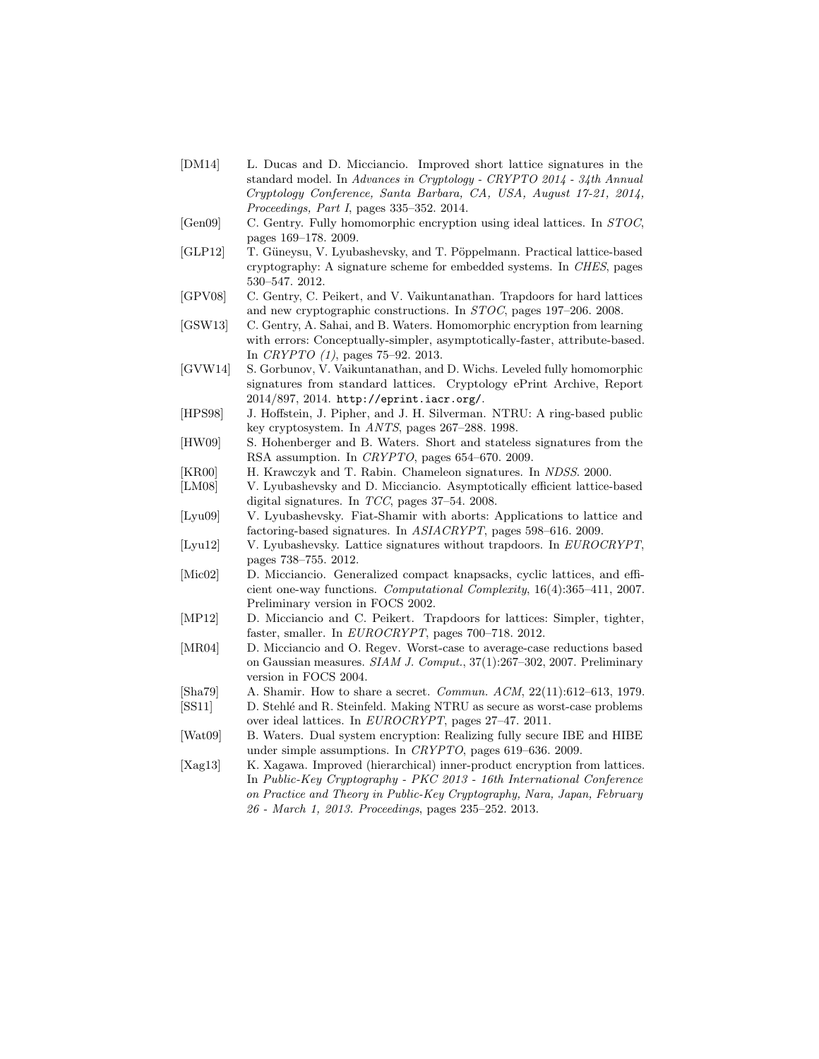[DM14] L. Ducas and D. Micciancio. Improved short lattice signatures in the standard model. In *Advances in Cryptology - CRYPTO 2014 - 34th Annual Cryptology Conference, Santa Barbara, CA, USA, August 17-21, 2014, Proceedings, Part I*, pages 335–352. 2014.

[Gen09] C. Gentry. Fully homomorphic encryption using ideal lattices. In *STOC*, pages 169–178. 2009.

[GLP12] T. Güneysu, V. Lyubashevsky, and T. Pöppelmann. Practical lattice-based cryptography: A signature scheme for embedded systems. In *CHES*, pages 530–547. 2012.

[GPV08] C. Gentry, C. Peikert, and V. Vaikuntanathan. Trapdoors for hard lattices and new cryptographic constructions. In *STOC*, pages 197–206. 2008.

[GSW13] C. Gentry, A. Sahai, and B. Waters. Homomorphic encryption from learning with errors: Conceptually-simpler, asymptotically-faster, attribute-based. In *CRYPTO (1)*, pages 75–92. 2013.

[GVW14] S. Gorbunov, V. Vaikuntanathan, and D. Wichs. Leveled fully homomorphic signatures from standard lattices. Cryptology ePrint Archive, Report 2014/897, 2014. `http://eprint.iacr.org/`.

[HPS98] J. Hoffstein, J. Pipher, and J. H. Silverman. NTRU: A ring-based public key cryptosystem. In *ANTS*, pages 267–288. 1998.

[HW09] S. Hohenberger and B. Waters. Short and stateless signatures from the RSA assumption. In *CRYPTO*, pages 654–670. 2009.

[KR00] H. Krawczyk and T. Rabin. Chameleon signatures. In *NDSS*. 2000.

[LM08] V. Lyubashevsky and D. Micciancio. Asymptotically efficient lattice-based digital signatures. In *TCC*, pages 37–54. 2008.

[Lyu09] V. Lyubashevsky. Fiat-Shamir with aborts: Applications to lattice and factoring-based signatures. In *ASIACRYPT*, pages 598–616. 2009.

[Lyu12] V. Lyubashevsky. Lattice signatures without trapdoors. In *EUROCRYPT*, pages 738–755. 2012.

[Mic02] D. Micciancio. Generalized compact knapsacks, cyclic lattices, and efficient one-way functions. *Computational Complexity*, 16(4):365–411, 2007. Preliminary version in FOCS 2002.

[MP12] D. Micciancio and C. Peikert. Trapdoors for lattices: Simpler, tighter, faster, smaller. In *EUROCRYPT*, pages 700–718. 2012.

[MR04] D. Micciancio and O. Regev. Worst-case to average-case reductions based on Gaussian measures. *SIAM J. Comput.*, 37(1):267–302, 2007. Preliminary version in FOCS 2004.

[Sha79] A. Shamir. How to share a secret. *Commun. ACM*, 22(11):612–613, 1979.

[SS11] D. Stehlé and R. Steinfeld. Making NTRU as secure as worst-case problems over ideal lattices. In *EUROCRYPT*, pages 27–47. 2011.

[Wat09] B. Waters. Dual system encryption: Realizing fully secure IBE and HIBE under simple assumptions. In *CRYPTO*, pages 619–636. 2009.

[Xag13] K. Xagawa. Improved (hierarchical) inner-product encryption from lattices. In *Public-Key Cryptography - PKC 2013 - 16th International Conference on Practice and Theory in Public-Key Cryptography, Nara, Japan, February 26 - March 1, 2013. Proceedings*, pages 235–252. 2013.